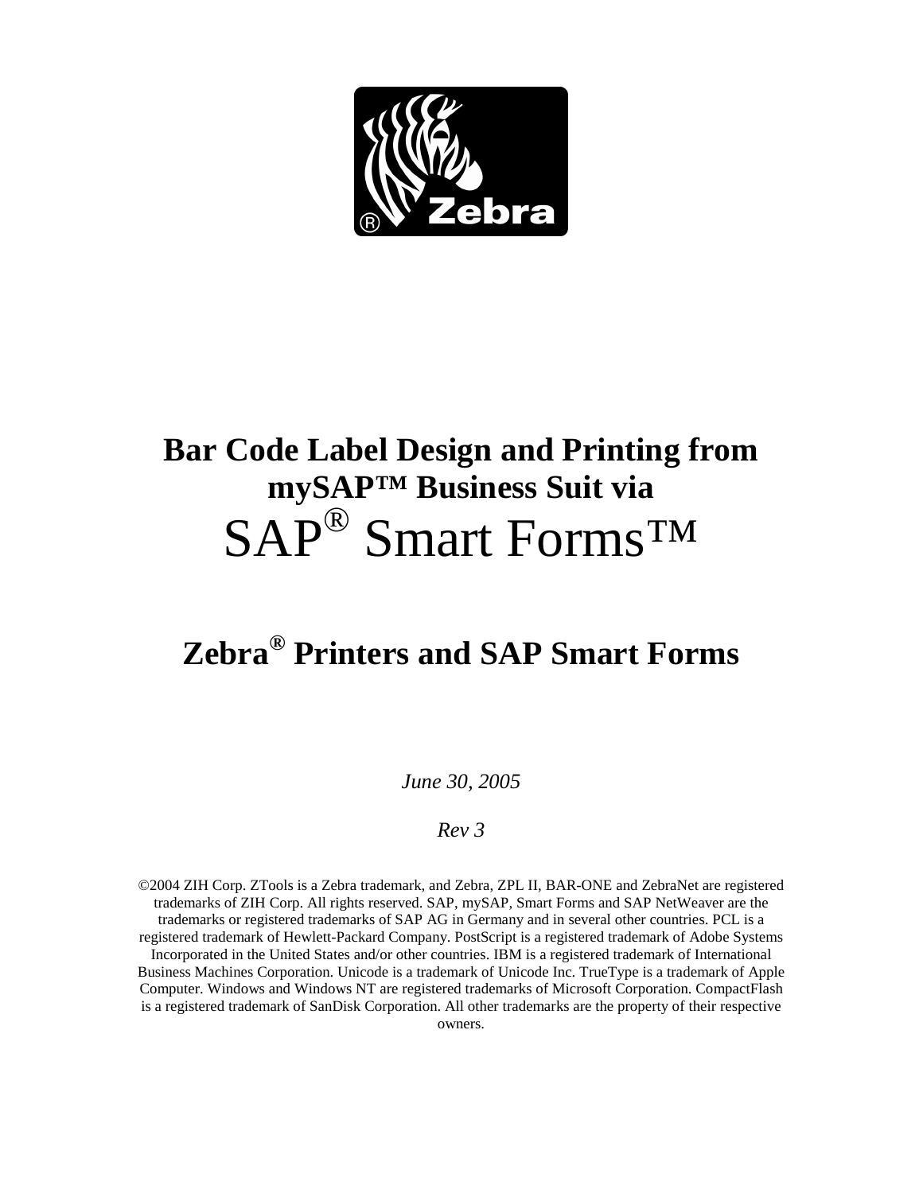# Bar Code Label Design and Printing from mySAP™ Business Suit via SAP® Smart Forms™

## Zebra® Printers and SAP Smart Forms

*June 30, 2005*

*Rev 3*

©2004 ZIH Corp. ZTools is a Zebra trademark, and Zebra, ZPL II, BAR-ONE and ZebraNet are registered trademarks of ZIH Corp. All rights reserved. SAP, mySAP, Smart Forms and SAP NetWeaver are the trademarks or registered trademarks of SAP AG in Germany and in several other countries. PCL is a registered trademark of Hewlett-Packard Company. PostScript is a registered trademark of Adobe Systems Incorporated in the United States and/or other countries. IBM is a registered trademark of International Business Machines Corporation. Unicode is a trademark of Unicode Inc. TrueType is a trademark of Apple Computer. Windows and Windows NT are registered trademarks of Microsoft Corporation. CompactFlash is a registered trademark of SanDisk Corporation. All other trademarks are the property of their respective owners.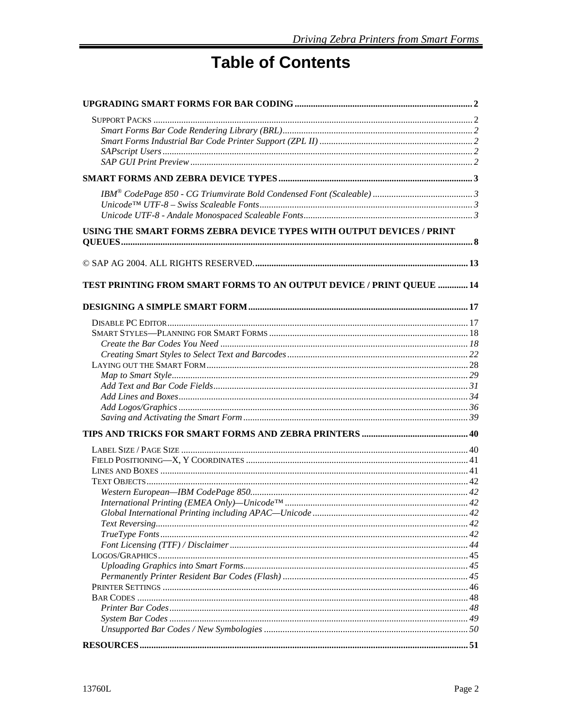# Table of Contents

**UPGRADING SMART FORMS FOR BAR CODING** .......... 2

- SUPPORT PACKS .......... 2
  - *Smart Forms Bar Code Rendering Library (BRL)* .......... 2
  - *Smart Forms Industrial Bar Code Printer Support (ZPL II)* .......... 2
  - *SAPscript Users* .......... 2
  - *SAP GUI Print Preview* .......... 2

**SMART FORMS AND ZEBRA DEVICE TYPES** .......... 3

- *IBM® CodePage 850 - CG Triumvirate Bold Condensed Font (Scaleable)* .......... 3
- *Unicode™ UTF-8 – Swiss Scaleable Fonts* .......... 3
- *Unicode UTF-8 - Andale Monospaced Scaleable Fonts* .......... 3

**USING THE SMART FORMS ZEBRA DEVICE TYPES WITH OUTPUT DEVICES / PRINT QUEUES** .......... 8

© SAP AG 2004. ALL RIGHTS RESERVED. .......... 13

**TEST PRINTING FROM SMART FORMS TO AN OUTPUT DEVICE / PRINT QUEUE** .......... 14

**DESIGNING A SIMPLE SMART FORM** .......... 17

- DISABLE PC EDITOR .......... 17
- SMART STYLES—PLANNING FOR SMART FORMS .......... 18
  - *Create the Bar Codes You Need* .......... 18
  - *Creating Smart Styles to Select Text and Barcodes* .......... 22
- LAYING OUT THE SMART FORM .......... 28
  - *Map to Smart Style* .......... 29
  - *Add Text and Bar Code Fields* .......... 31
  - *Add Lines and Boxes* .......... 34
  - *Add Logos/Graphics* .......... 36
  - *Saving and Activating the Smart Form* .......... 39

**TIPS AND TRICKS FOR SMART FORMS AND ZEBRA PRINTERS** .......... 40

- LABEL SIZE / PAGE SIZE .......... 40
- FIELD POSITIONING—X, Y COORDINATES .......... 41
- LINES AND BOXES .......... 41
- TEXT OBJECTS .......... 42
  - *Western European—IBM CodePage 850* .......... 42
  - *International Printing (EMEA Only)—Unicode™* .......... 42
  - *Global International Printing including APAC—Unicode* .......... 42
  - *Text Reversing* .......... 42
  - *TrueType Fonts* .......... 42
  - *Font Licensing (TTF) / Disclaimer* .......... 44
- LOGOS/GRAPHICS .......... 45
  - *Uploading Graphics into Smart Forms* .......... 45
  - *Permanently Printer Resident Bar Codes (Flash)* .......... 45
- PRINTER SETTINGS .......... 46
- BAR CODES .......... 48
  - *Printer Bar Codes* .......... 48
  - *System Bar Codes* .......... 49
  - *Unsupported Bar Codes / New Symbologies* .......... 50

**RESOURCES** .......... 51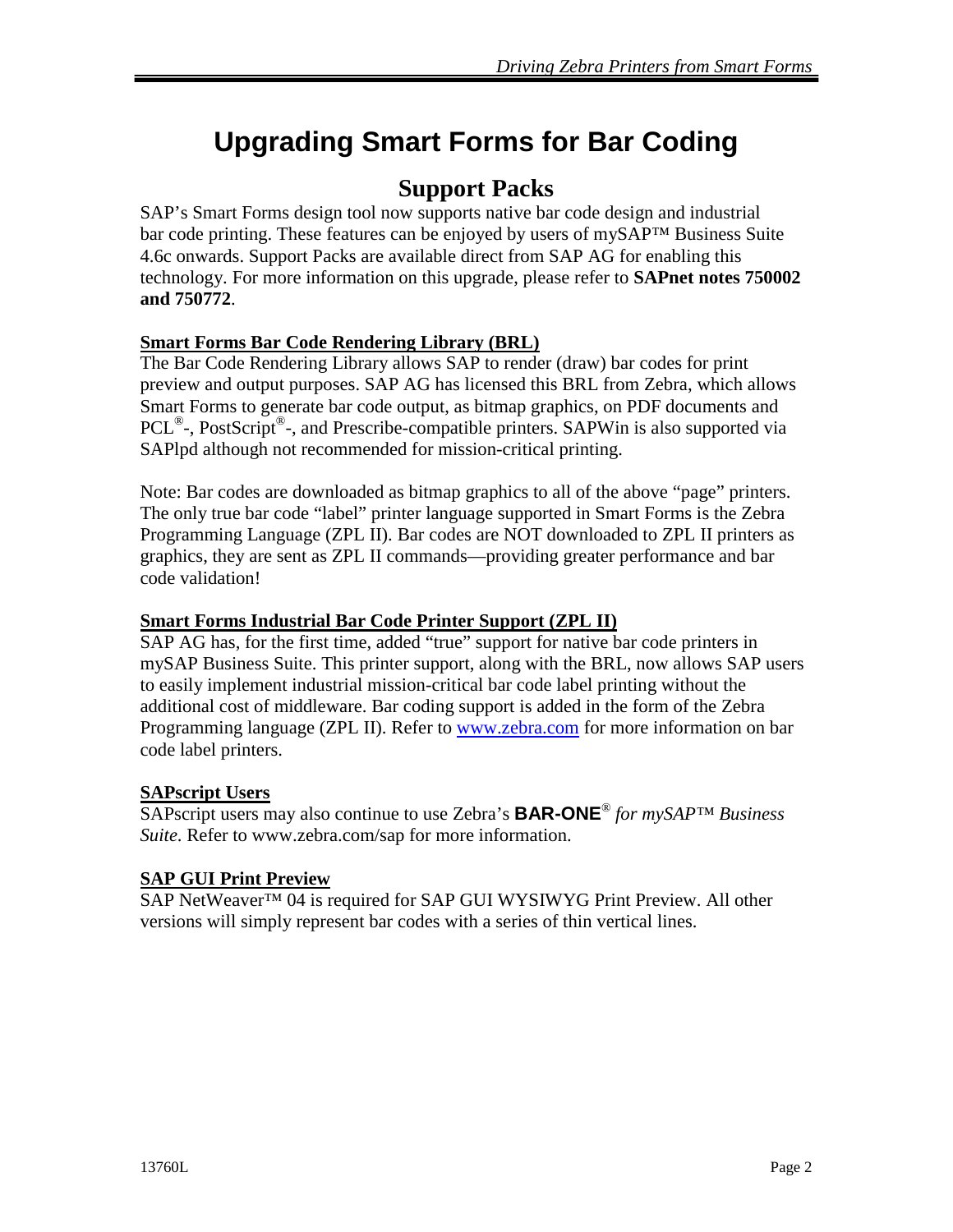# Upgrading Smart Forms for Bar Coding

## Support Packs

SAP's Smart Forms design tool now supports native bar code design and industrial bar code printing. These features can be enjoyed by users of mySAP™ Business Suite 4.6c onwards. Support Packs are available direct from SAP AG for enabling this technology. For more information on this upgrade, please refer to **SAPnet notes 750002 and 750772**.

**Smart Forms Bar Code Rendering Library (BRL)**

The Bar Code Rendering Library allows SAP to render (draw) bar codes for print preview and output purposes. SAP AG has licensed this BRL from Zebra, which allows Smart Forms to generate bar code output, as bitmap graphics, on PDF documents and PCL®-, PostScript®-, and Prescribe-compatible printers. SAPWin is also supported via SAPlpd although not recommended for mission-critical printing.

Note: Bar codes are downloaded as bitmap graphics to all of the above "page" printers. The only true bar code "label" printer language supported in Smart Forms is the Zebra Programming Language (ZPL II). Bar codes are NOT downloaded to ZPL II printers as graphics, they are sent as ZPL II commands—providing greater performance and bar code validation!

**Smart Forms Industrial Bar Code Printer Support (ZPL II)**

SAP AG has, for the first time, added "true" support for native bar code printers in mySAP Business Suite. This printer support, along with the BRL, now allows SAP users to easily implement industrial mission-critical bar code label printing without the additional cost of middleware. Bar coding support is added in the form of the Zebra Programming language (ZPL II). Refer to www.zebra.com for more information on bar code label printers.

**SAPscript Users**

SAPscript users may also continue to use Zebra's **BAR-ONE**® *for mySAP™ Business Suite*. Refer to www.zebra.com/sap for more information.

**SAP GUI Print Preview**

SAP NetWeaver™ 04 is required for SAP GUI WYSIWYG Print Preview. All other versions will simply represent bar codes with a series of thin vertical lines.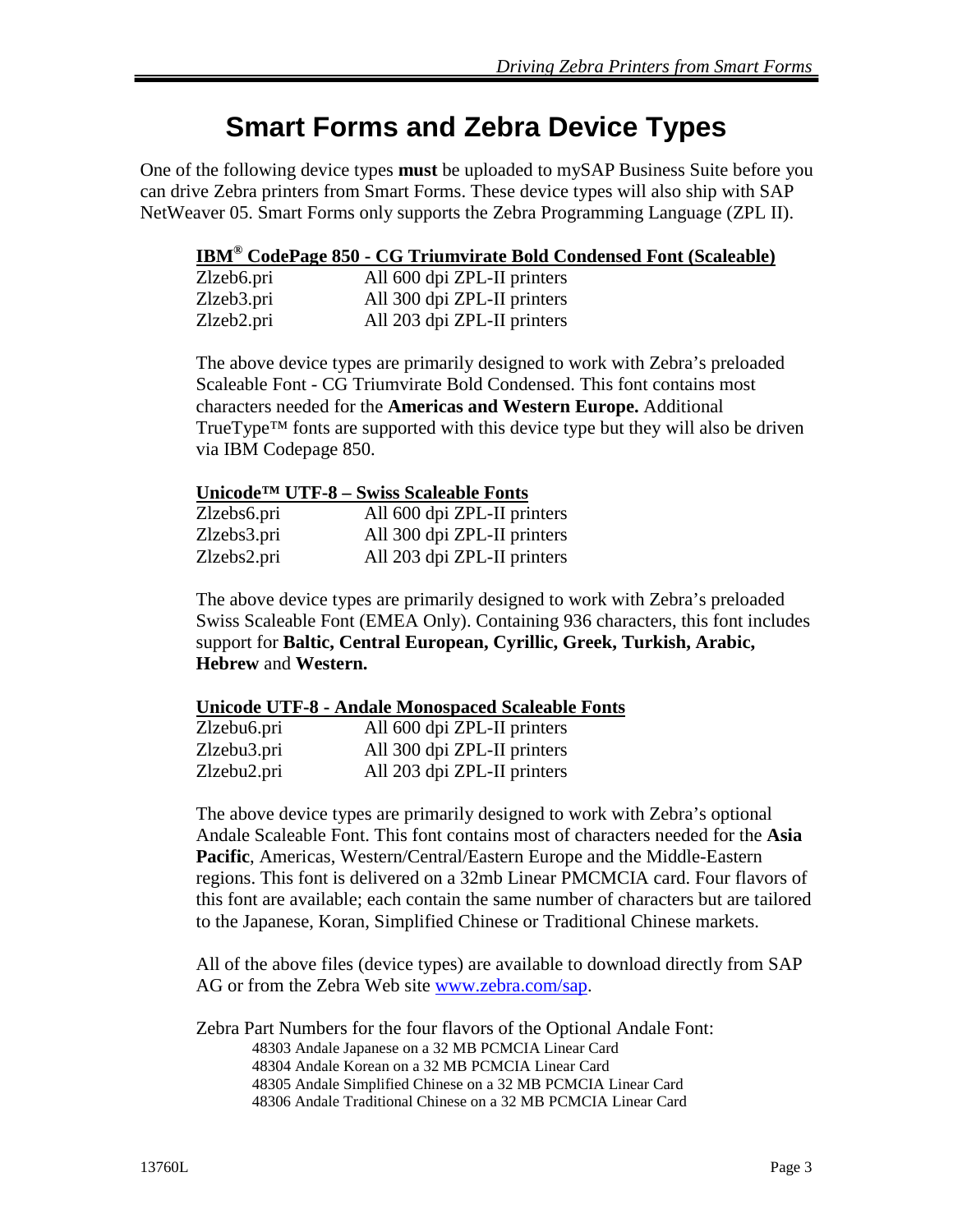# Smart Forms and Zebra Device Types

One of the following device types **must** be uploaded to mySAP Business Suite before you can drive Zebra printers from Smart Forms. These device types will also ship with SAP NetWeaver 05. Smart Forms only supports the Zebra Programming Language (ZPL II).

**IBM® CodePage 850 - CG Triumvirate Bold Condensed Font (Scaleable)**

| | |
|---|---|
| Zlzeb6.pri | All 600 dpi ZPL-II printers |
| Zlzeb3.pri | All 300 dpi ZPL-II printers |
| Zlzeb2.pri | All 203 dpi ZPL-II printers |

The above device types are primarily designed to work with Zebra's preloaded Scaleable Font - CG Triumvirate Bold Condensed. This font contains most characters needed for the **Americas and Western Europe.** Additional TrueType™ fonts are supported with this device type but they will also be driven via IBM Codepage 850.

**Unicode™ UTF-8 – Swiss Scaleable Fonts**

| | |
|---|---|
| Zlzebs6.pri | All 600 dpi ZPL-II printers |
| Zlzebs3.pri | All 300 dpi ZPL-II printers |
| Zlzebs2.pri | All 203 dpi ZPL-II printers |

The above device types are primarily designed to work with Zebra's preloaded Swiss Scaleable Font (EMEA Only). Containing 936 characters, this font includes support for **Baltic, Central European, Cyrillic, Greek, Turkish, Arabic, Hebrew** and **Western.**

**Unicode UTF-8 - Andale Monospaced Scaleable Fonts**

| | |
|---|---|
| Zlzebu6.pri | All 600 dpi ZPL-II printers |
| Zlzebu3.pri | All 300 dpi ZPL-II printers |
| Zlzebu2.pri | All 203 dpi ZPL-II printers |

The above device types are primarily designed to work with Zebra's optional Andale Scaleable Font. This font contains most of characters needed for the **Asia Pacific**, Americas, Western/Central/Eastern Europe and the Middle-Eastern regions. This font is delivered on a 32mb Linear PMCMCIA card. Four flavors of this font are available; each contain the same number of characters but are tailored to the Japanese, Koran, Simplified Chinese or Traditional Chinese markets.

All of the above files (device types) are available to download directly from SAP AG or from the Zebra Web site www.zebra.com/sap.

Zebra Part Numbers for the four flavors of the Optional Andale Font:

- 48303 Andale Japanese on a 32 MB PCMCIA Linear Card
- 48304 Andale Korean on a 32 MB PCMCIA Linear Card
- 48305 Andale Simplified Chinese on a 32 MB PCMCIA Linear Card
- 48306 Andale Traditional Chinese on a 32 MB PCMCIA Linear Card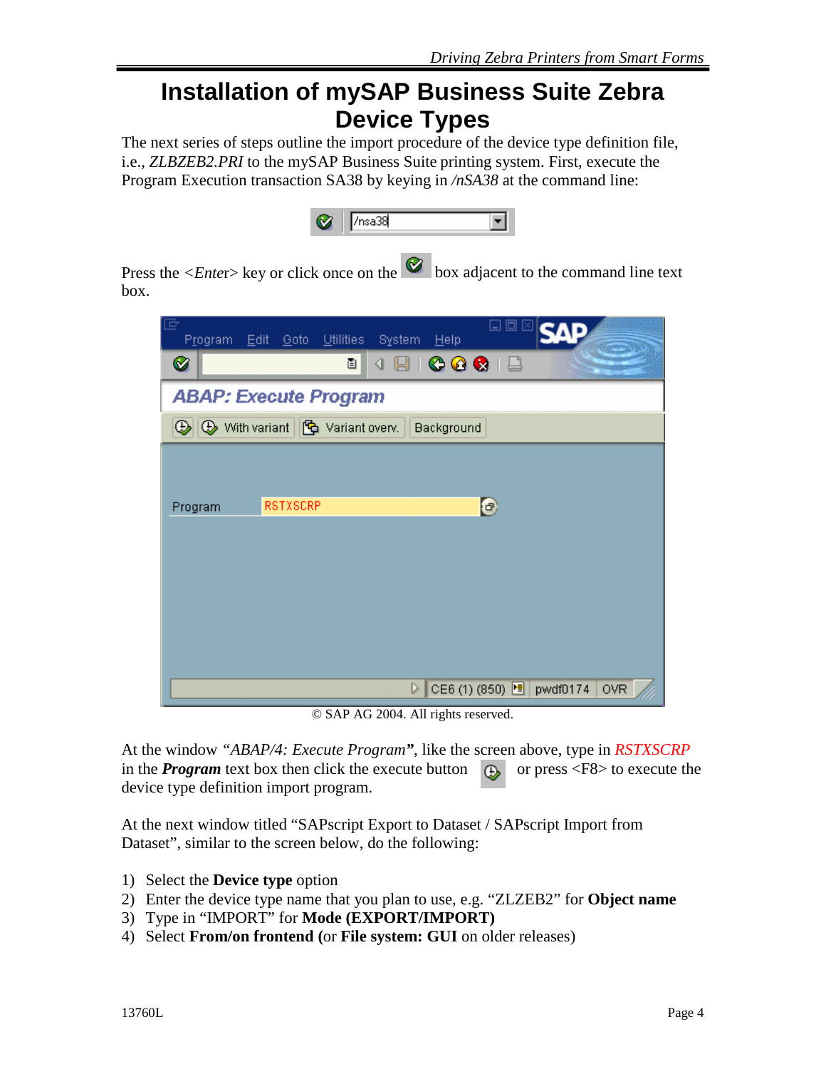# Installation of mySAP Business Suite Zebra Device Types

The next series of steps outline the import procedure of the device type definition file, i.e., *ZLBZEB2.PRI* to the mySAP Business Suite printing system. First, execute the Program Execution transaction SA38 by keying in */nSA38* at the command line:

Press the <*Ente*r> key or click once on the box adjacent to the command line text box.

© SAP AG 2004. All rights reserved.

At the window *"ABAP/4: Execute Program"*, like the screen above, type in *RSTXSCRP* in the ***Program*** text box then click the execute button or press <F8> to execute the device type definition import program.

At the next window titled "SAPscript Export to Dataset / SAPscript Import from Dataset", similar to the screen below, do the following:

1) Select the **Device type** option
2) Enter the device type name that you plan to use, e.g. "ZLZEB2" for **Object name**
3) Type in "IMPORT" for **Mode (EXPORT/IMPORT)**
4) Select **From/on frontend (**or **File system: GUI** on older releases)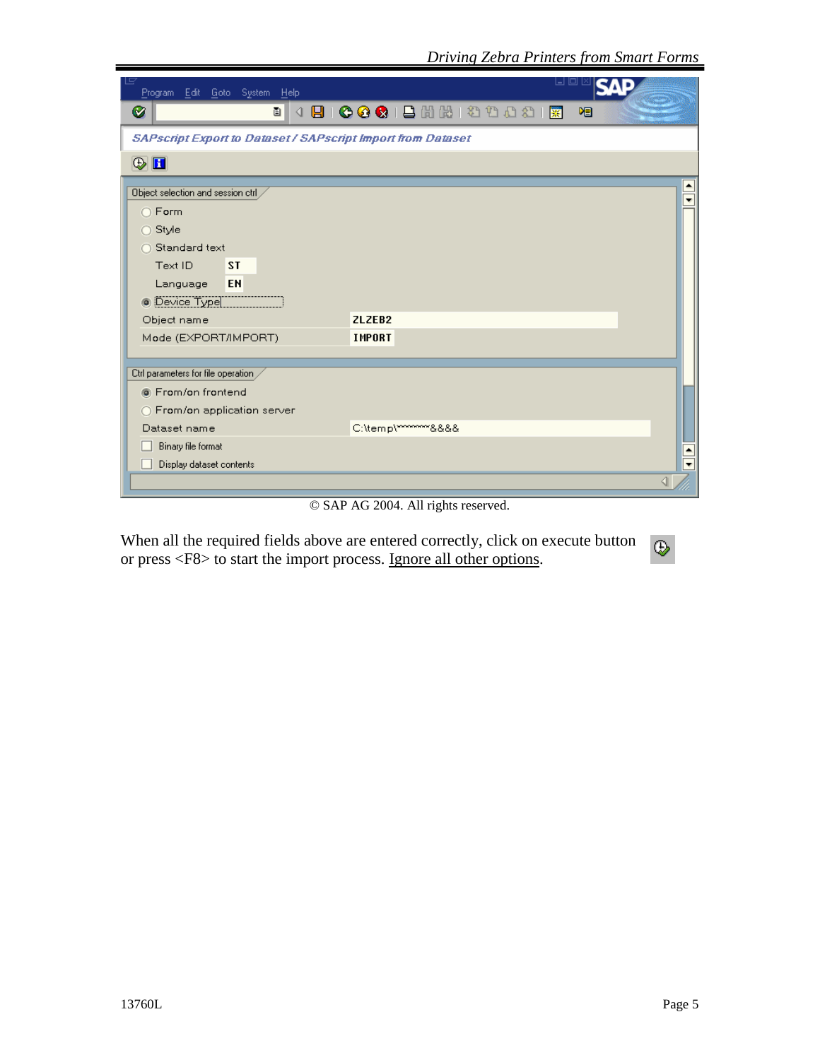SAPscript Export to Dataset / SAPscript Import from Dataset

Object selection and session ctrl

- ○ Form
- ○ Style
- ○ Standard text
  - Text ID: ST
  - Language: EN
- ◉ Device Type

Object name: ZLZEB2

Mode (EXPORT/IMPORT): IMPORT

Ctrl parameters for file operation

- ◉ From/on frontend
- ○ From/on application server

Dataset name: C:\temp\*********&&&&

- ☐ Binary file format
- ☐ Display dataset contents

© SAP AG 2004. All rights reserved.

When all the required fields above are entered correctly, click on execute button or press <F8> to start the import process. Ignore all other options.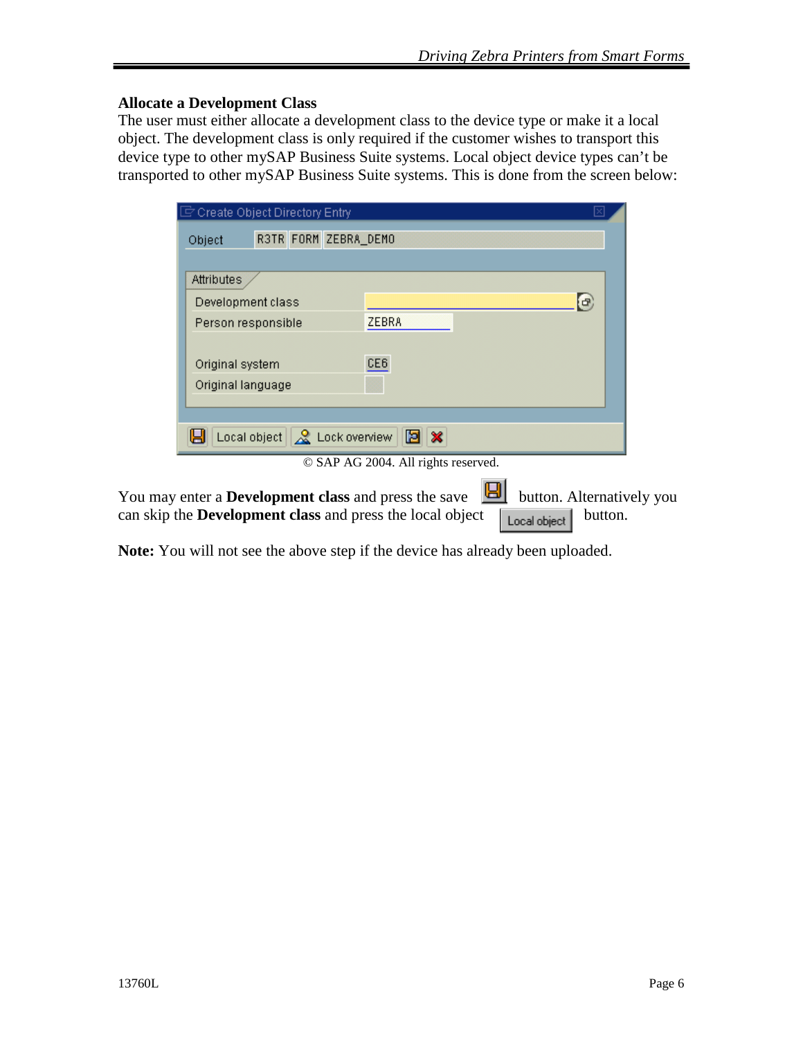### Allocate a Development Class

The user must either allocate a development class to the device type or make it a local object. The development class is only required if the customer wishes to transport this device type to other mySAP Business Suite systems. Local object device types can't be transported to other mySAP Business Suite systems. This is done from the screen below:

© SAP AG 2004. All rights reserved.

You may enter a **Development class** and press the save button. Alternatively you can skip the **Development class** and press the local object Local object button.

**Note:** You will not see the above step if the device has already been uploaded.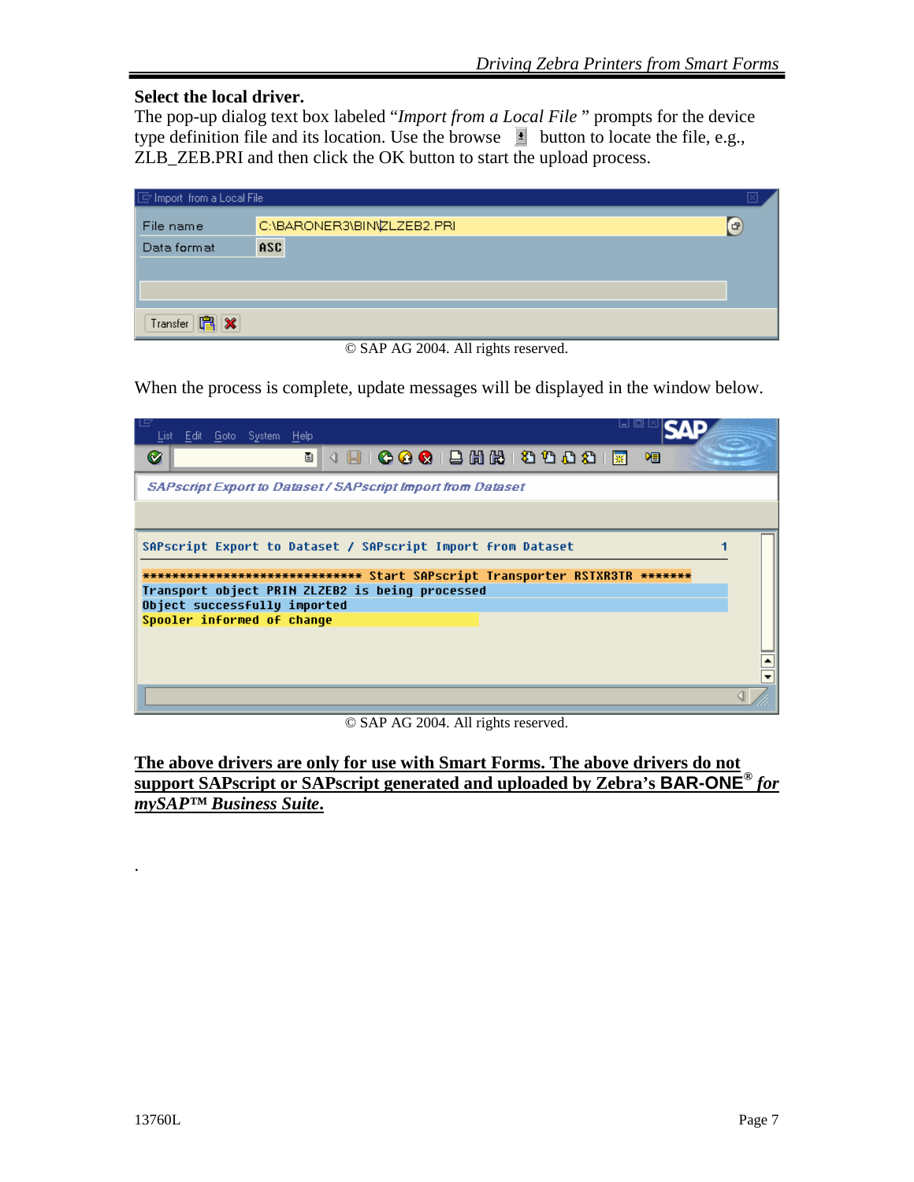**Select the local driver.**

The pop-up dialog text box labeled "*Import from a Local File* " prompts for the device type definition file and its location. Use the browse button to locate the file, e.g., ZLB_ZEB.PRI and then click the OK button to start the upload process.

© SAP AG 2004. All rights reserved.

When the process is complete, update messages will be displayed in the window below.

© SAP AG 2004. All rights reserved.

**<u>The above drivers are only for use with Smart Forms. The above drivers do not support SAPscript or SAPscript generated and uploaded by Zebra's BAR-ONE® *for mySAP™ Business Suite*.</u>**

.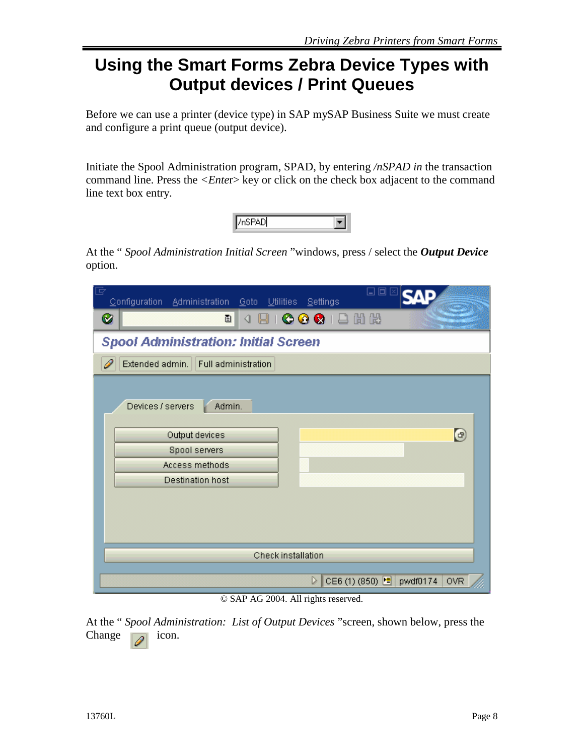# Using the Smart Forms Zebra Device Types with Output devices / Print Queues

Before we can use a printer (device type) in SAP mySAP Business Suite we must create and configure a print queue (output device).

Initiate the Spool Administration program, SPAD, by entering */nSPAD in* the transaction command line. Press the *<Ente*r> key or click on the check box adjacent to the command line text box entry.

At the " *Spool Administration Initial Screen* "windows, press / select the ***Output Device*** option.

© SAP AG 2004. All rights reserved.

At the " *Spool Administration: List of Output Devices* "screen, shown below, press the Change icon.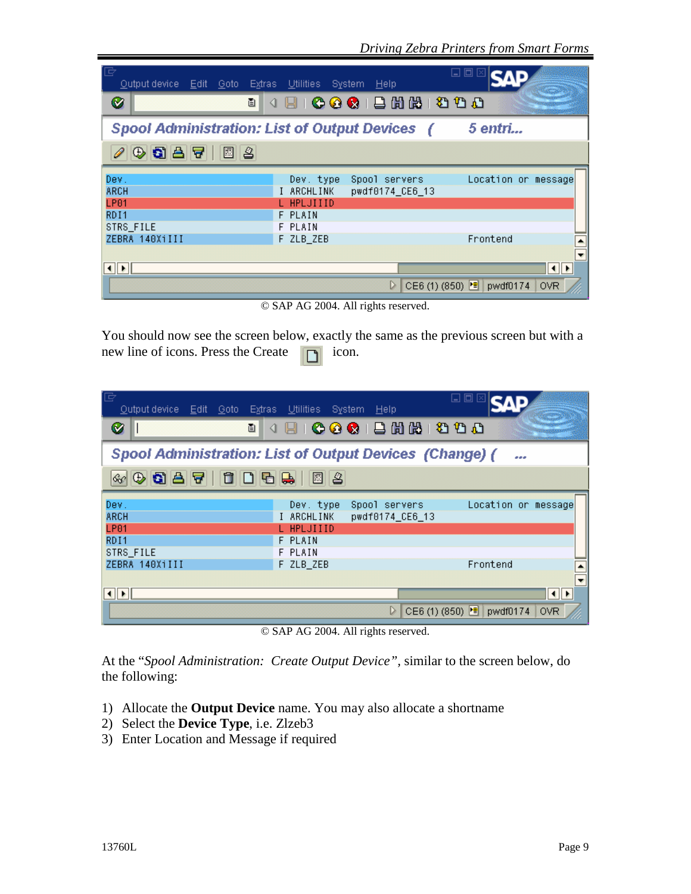© SAP AG 2004. All rights reserved.

You should now see the screen below, exactly the same as the previous screen but with a new line of icons. Press the Create icon.

© SAP AG 2004. All rights reserved.

At the "*Spool Administration: Create Output Device"*, similar to the screen below, do the following:

1) Allocate the **Output Device** name. You may also allocate a shortname
2) Select the **Device Type**, i.e. Zlzeb3
3) Enter Location and Message if required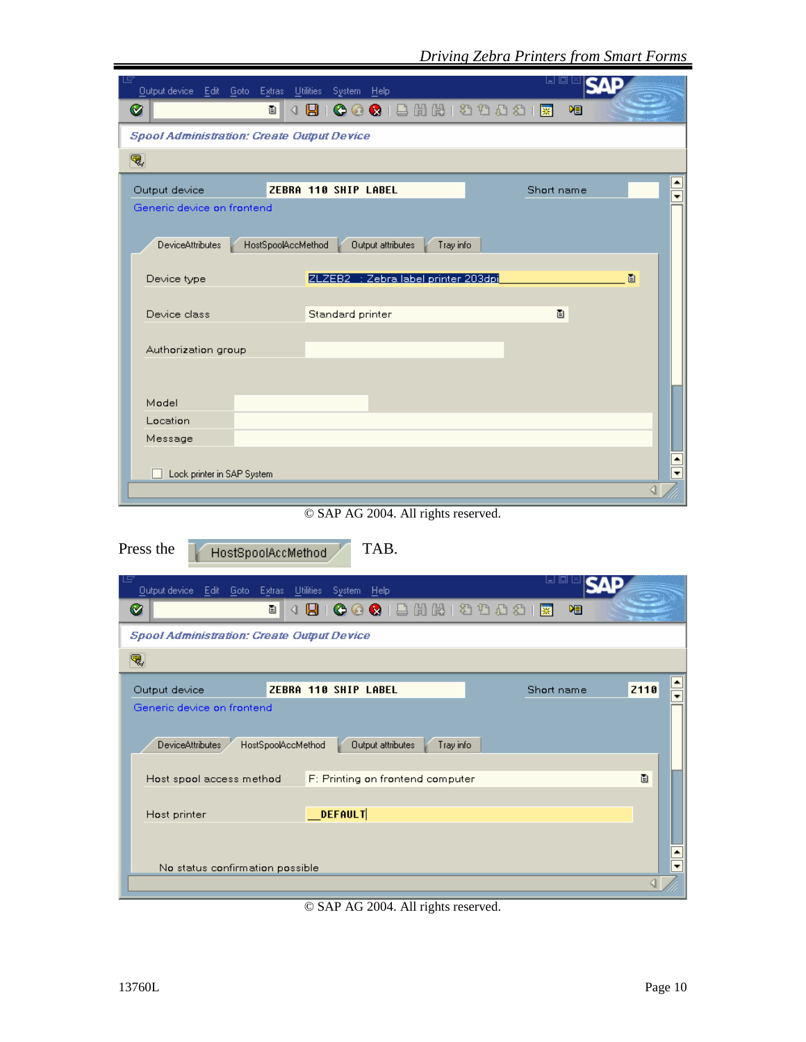Output device Edit Goto Extras Utilities System Help

**Spool Administration: Create Output Device**

Output device ZEBRA 110 SHIP LABEL Short name

Generic device on frontend

DeviceAttributes | HostSpoolAccMethod | Output attributes | Tray info

Device type ZLZEB2 : Zebra label printer 203dpi

Device class Standard printer

Authorization group

Model

Location

Message

Lock printer in SAP System

© SAP AG 2004. All rights reserved.

Press the HostSpoolAccMethod TAB.

Output device Edit Goto Extras Utilities System Help

**Spool Administration: Create Output Device**

Output device ZEBRA 110 SHIP LABEL Short name Z110

Generic device on frontend

DeviceAttributes | HostSpoolAccMethod | Output attributes | Tray info

Host spool access method F: Printing on frontend computer

Host printer __DEFAULT

No status confirmation possible

© SAP AG 2004. All rights reserved.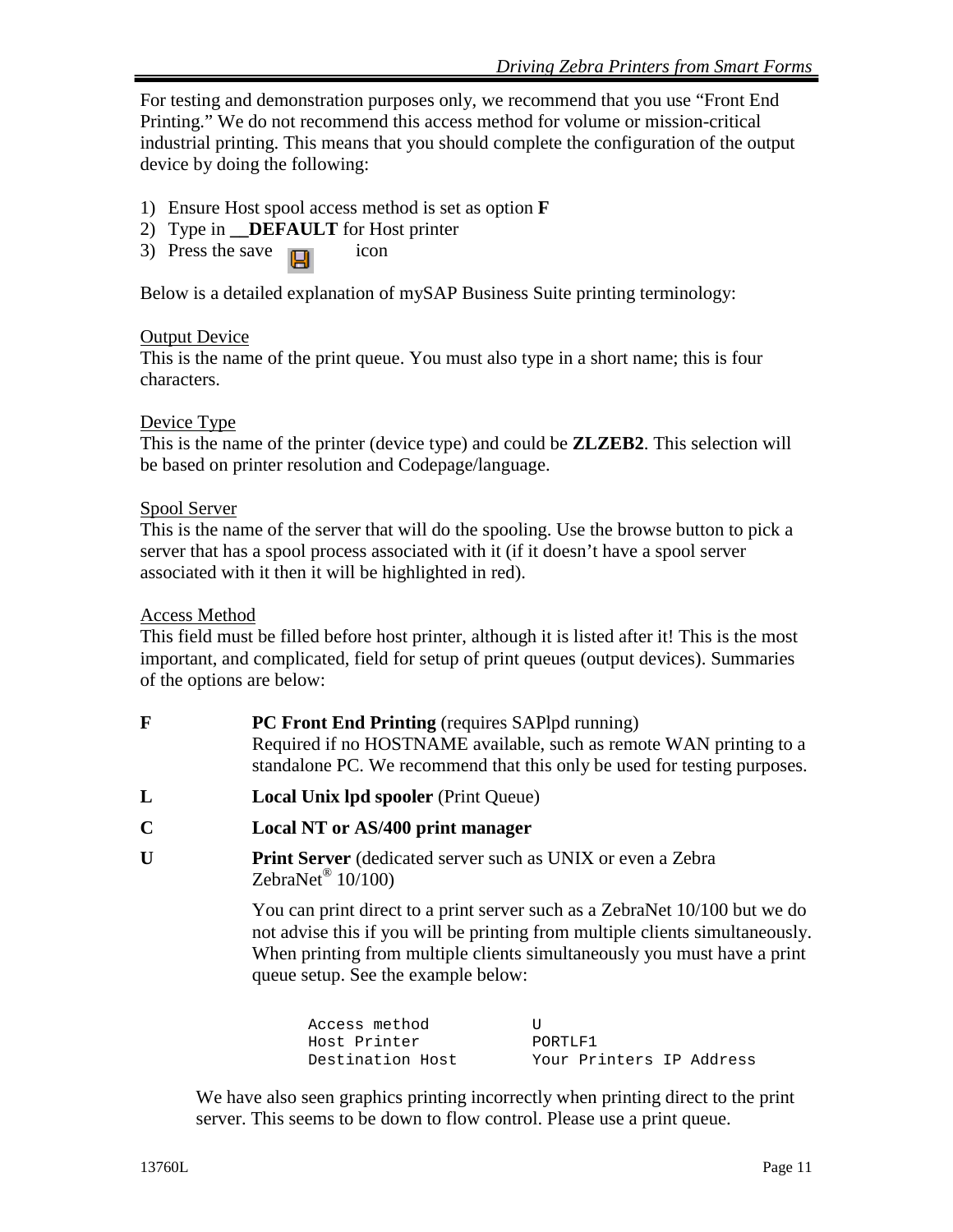For testing and demonstration purposes only, we recommend that you use "Front End Printing." We do not recommend this access method for volume or mission-critical industrial printing. This means that you should complete the configuration of the output device by doing the following:

1) Ensure Host spool access method is set as option **F**
2) Type in **__DEFAULT** for Host printer
3) Press the save icon

Below is a detailed explanation of mySAP Business Suite printing terminology:

Output Device
This is the name of the print queue. You must also type in a short name; this is four characters.

Device Type
This is the name of the printer (device type) and could be **ZLZEB2**. This selection will be based on printer resolution and Codepage/language.

Spool Server
This is the name of the server that will do the spooling. Use the browse button to pick a server that has a spool process associated with it (if it doesn't have a spool server associated with it then it will be highlighted in red).

Access Method
This field must be filled before host printer, although it is listed after it! This is the most important, and complicated, field for setup of print queues (output devices). Summaries of the options are below:

**F** — **PC Front End Printing** (requires SAPlpd running)
Required if no HOSTNAME available, such as remote WAN printing to a standalone PC. We recommend that this only be used for testing purposes.

**L** — **Local Unix lpd spooler** (Print Queue)

**C** — **Local NT or AS/400 print manager**

**U** — **Print Server** (dedicated server such as UNIX or even a Zebra ZebraNet® 10/100)

You can print direct to a print server such as a ZebraNet 10/100 but we do not advise this if you will be printing from multiple clients simultaneously. When printing from multiple clients simultaneously you must have a print queue setup. See the example below:

```
Access method          U
Host Printer           PORTLF1
Destination Host       Your Printers IP Address
```

We have also seen graphics printing incorrectly when printing direct to the print server. This seems to be down to flow control. Please use a print queue.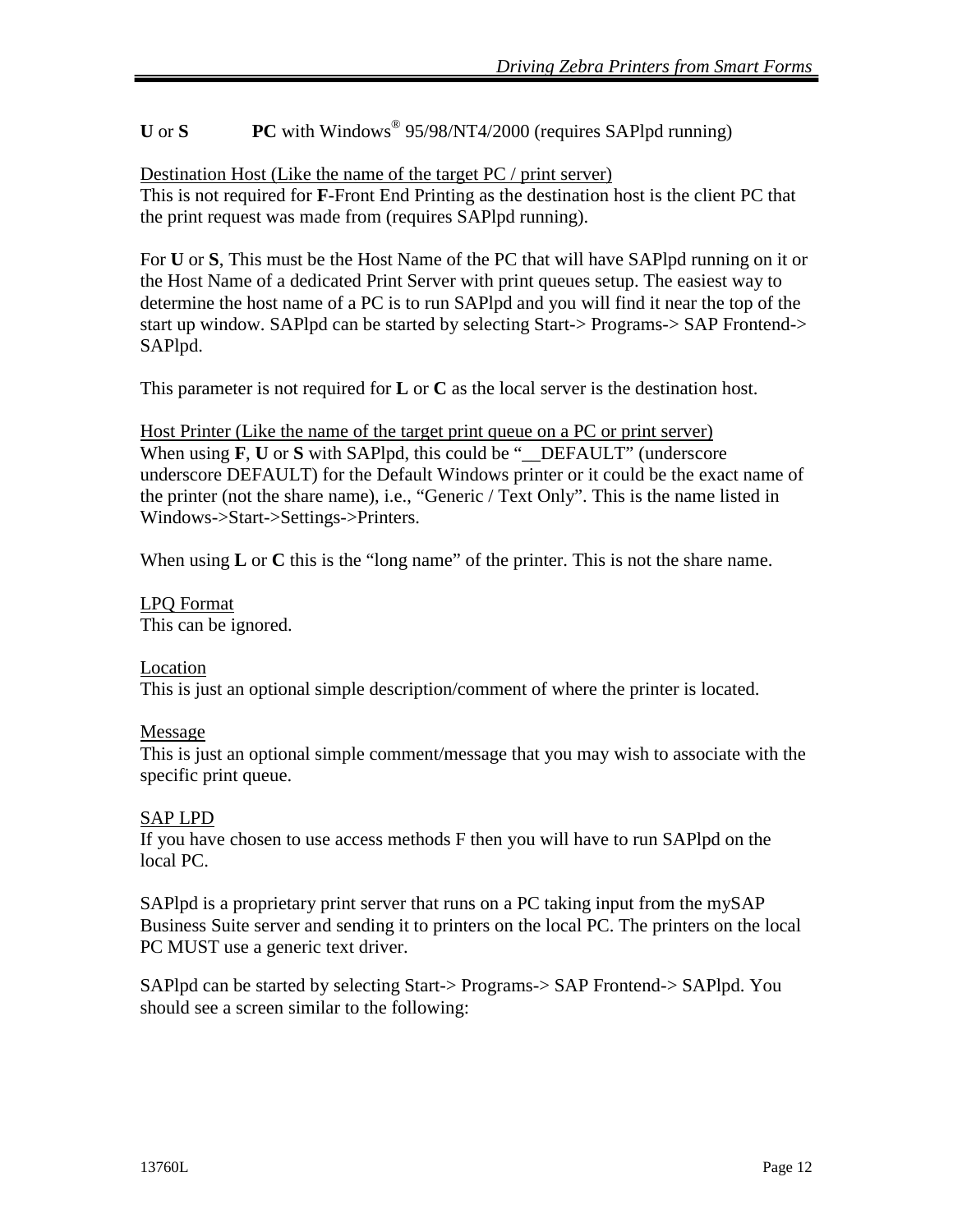**U** or **S** **PC** with Windows® 95/98/NT4/2000 (requires SAPlpd running)

<u>Destination Host (Like the name of the target PC / print server)</u>
This is not required for **F**-Front End Printing as the destination host is the client PC that the print request was made from (requires SAPlpd running).

For **U** or **S**, This must be the Host Name of the PC that will have SAPlpd running on it or the Host Name of a dedicated Print Server with print queues setup. The easiest way to determine the host name of a PC is to run SAPlpd and you will find it near the top of the start up window. SAPlpd can be started by selecting Start-> Programs-> SAP Frontend-> SAPlpd.

This parameter is not required for **L** or **C** as the local server is the destination host.

<u>Host Printer (Like the name of the target print queue on a PC or print server)</u>
When using **F**, **U** or **S** with SAPlpd, this could be "__DEFAULT" (underscore underscore DEFAULT) for the Default Windows printer or it could be the exact name of the printer (not the share name), i.e., "Generic / Text Only". This is the name listed in Windows->Start->Settings->Printers.

When using **L** or **C** this is the "long name" of the printer. This is not the share name.

<u>LPQ Format</u>
This can be ignored.

<u>Location</u>
This is just an optional simple description/comment of where the printer is located.

<u>Message</u>
This is just an optional simple comment/message that you may wish to associate with the specific print queue.

<u>SAP LPD</u>
If you have chosen to use access methods F then you will have to run SAPlpd on the local PC.

SAPlpd is a proprietary print server that runs on a PC taking input from the mySAP Business Suite server and sending it to printers on the local PC. The printers on the local PC MUST use a generic text driver.

SAPlpd can be started by selecting Start-> Programs-> SAP Frontend-> SAPlpd. You should see a screen similar to the following: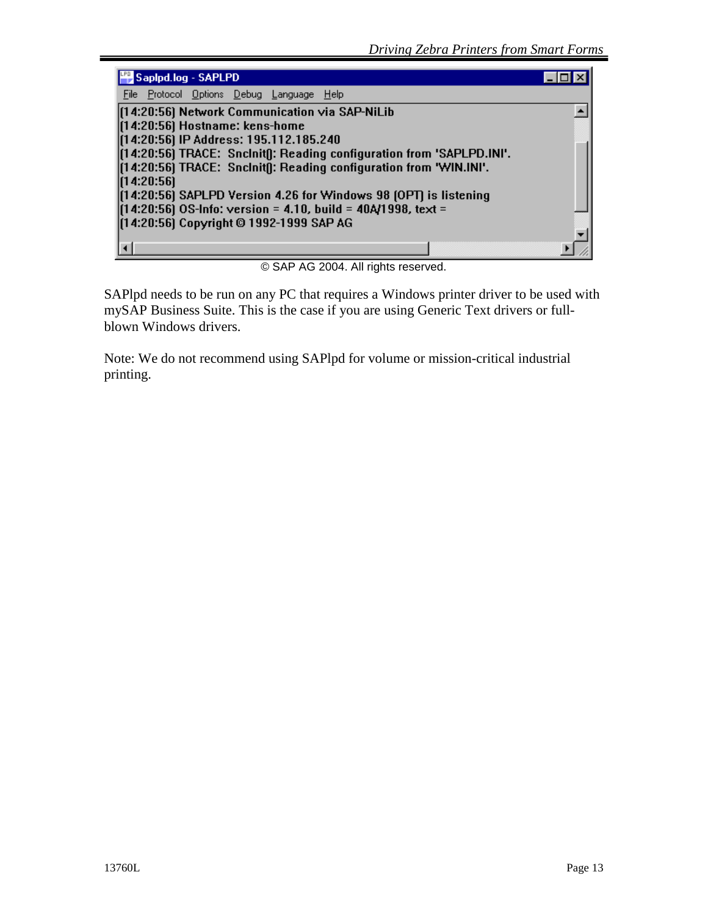```
Saplpd.log - SAPLPD
File  Protocol  Options  Debug  Language  Help
[14:20:56] Network Communication via SAP-NiLib
[14:20:56] Hostname: kens-home
[14:20:56] IP Address: 195.112.185.240
[14:20:56] TRACE:  SncInit(): Reading configuration from 'SAPLPD.INI'.
[14:20:56] TRACE:  SncInit(): Reading configuration from 'WIN.INI'.
[14:20:56]
[14:20:56] SAPLPD Version 4.26 for Windows 98 (OPT) is listening
[14:20:56] OS-Info: version = 4.10, build = 40A/1998, text =
[14:20:56] Copyright © 1992-1999 SAP AG
```

© SAP AG 2004. All rights reserved.

SAPlpd needs to be run on any PC that requires a Windows printer driver to be used with mySAP Business Suite. This is the case if you are using Generic Text drivers or full-blown Windows drivers.

Note: We do not recommend using SAPlpd for volume or mission-critical industrial printing.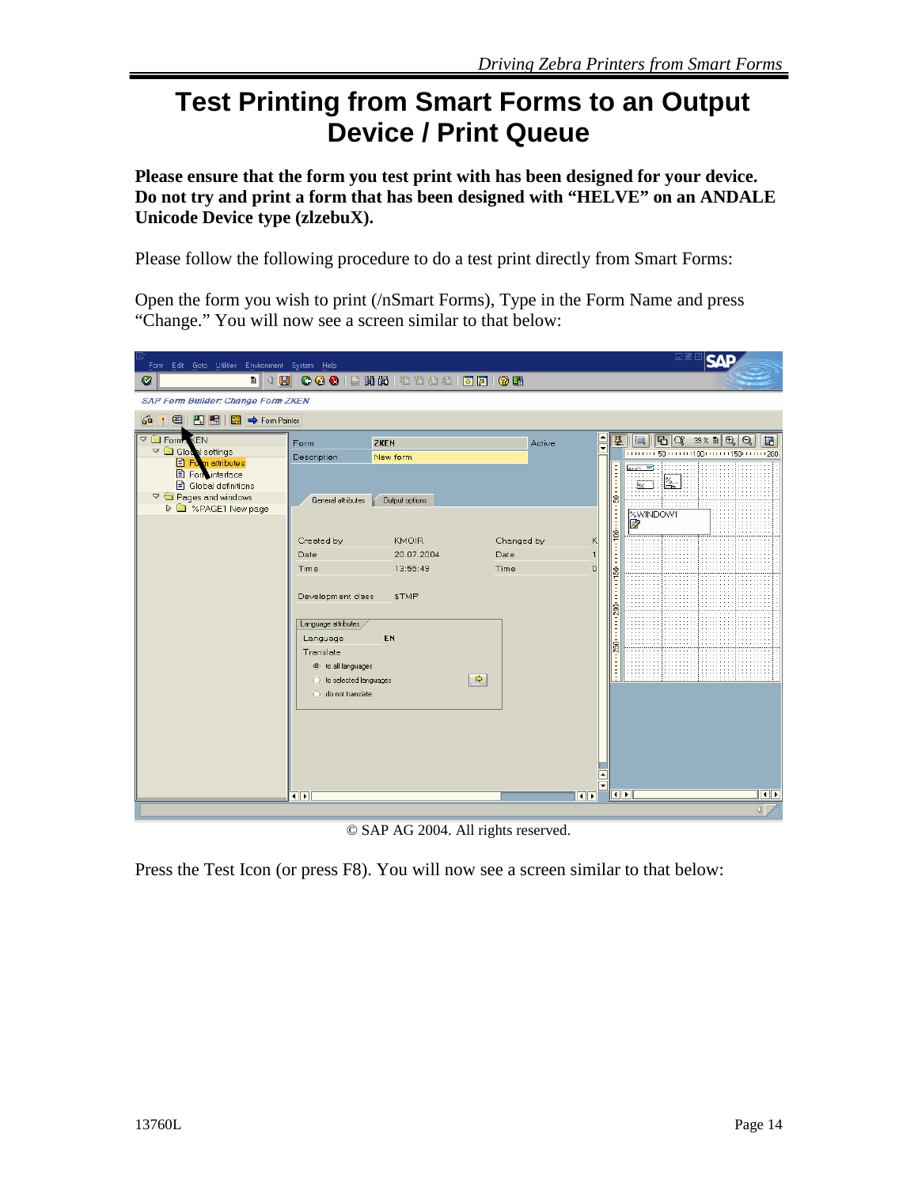# Test Printing from Smart Forms to an Output Device / Print Queue

**Please ensure that the form you test print with has been designed for your device. Do not try and print a form that has been designed with "HELVE" on an ANDALE Unicode Device type (zlzebuX).**

Please follow the following procedure to do a test print directly from Smart Forms:

Open the form you wish to print (/nSmart Forms), Type in the Form Name and press "Change." You will now see a screen similar to that below:

© SAP AG 2004. All rights reserved.

Press the Test Icon (or press F8). You will now see a screen similar to that below: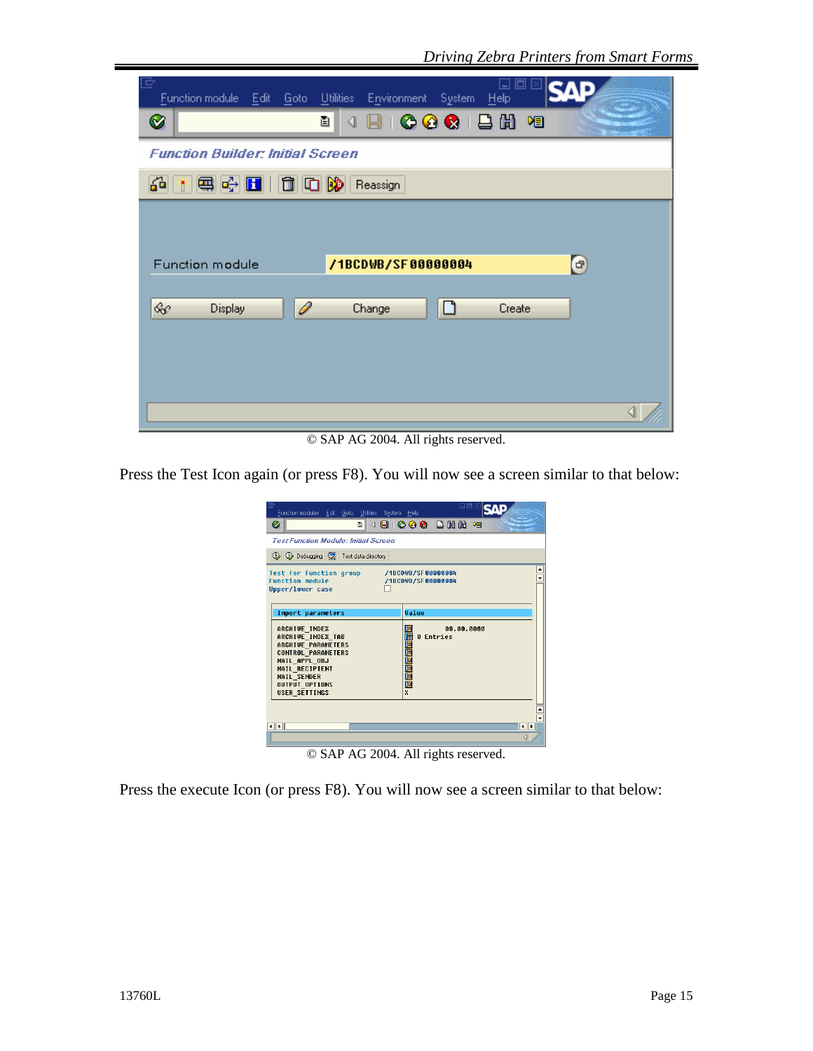© SAP AG 2004. All rights reserved.

Press the Test Icon again (or press F8). You will now see a screen similar to that below:

© SAP AG 2004. All rights reserved.

Press the execute Icon (or press F8). You will now see a screen similar to that below: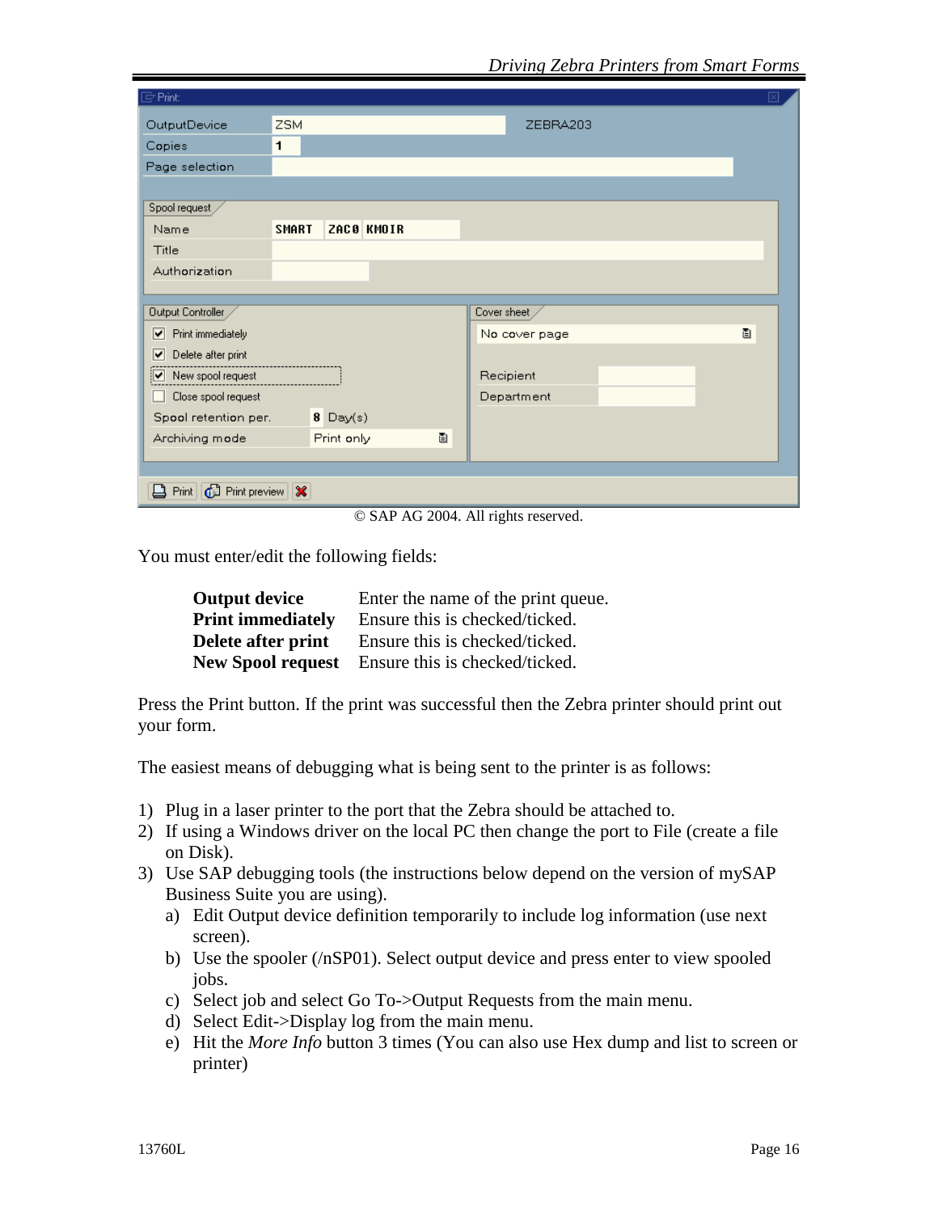© SAP AG 2004. All rights reserved.

You must enter/edit the following fields:

| | |
|---|---|
| **Output device** | Enter the name of the print queue. |
| **Print immediately** | Ensure this is checked/ticked. |
| **Delete after print** | Ensure this is checked/ticked. |
| **New Spool request** | Ensure this is checked/ticked. |

Press the Print button. If the print was successful then the Zebra printer should print out your form.

The easiest means of debugging what is being sent to the printer is as follows:

1) Plug in a laser printer to the port that the Zebra should be attached to.
2) If using a Windows driver on the local PC then change the port to File (create a file on Disk).
3) Use SAP debugging tools (the instructions below depend on the version of mySAP Business Suite you are using).
   a) Edit Output device definition temporarily to include log information (use next screen).
   b) Use the spooler (/nSP01). Select output device and press enter to view spooled jobs.
   c) Select job and select Go To->Output Requests from the main menu.
   d) Select Edit->Display log from the main menu.
   e) Hit the *More Info* button 3 times (You can also use Hex dump and list to screen or printer)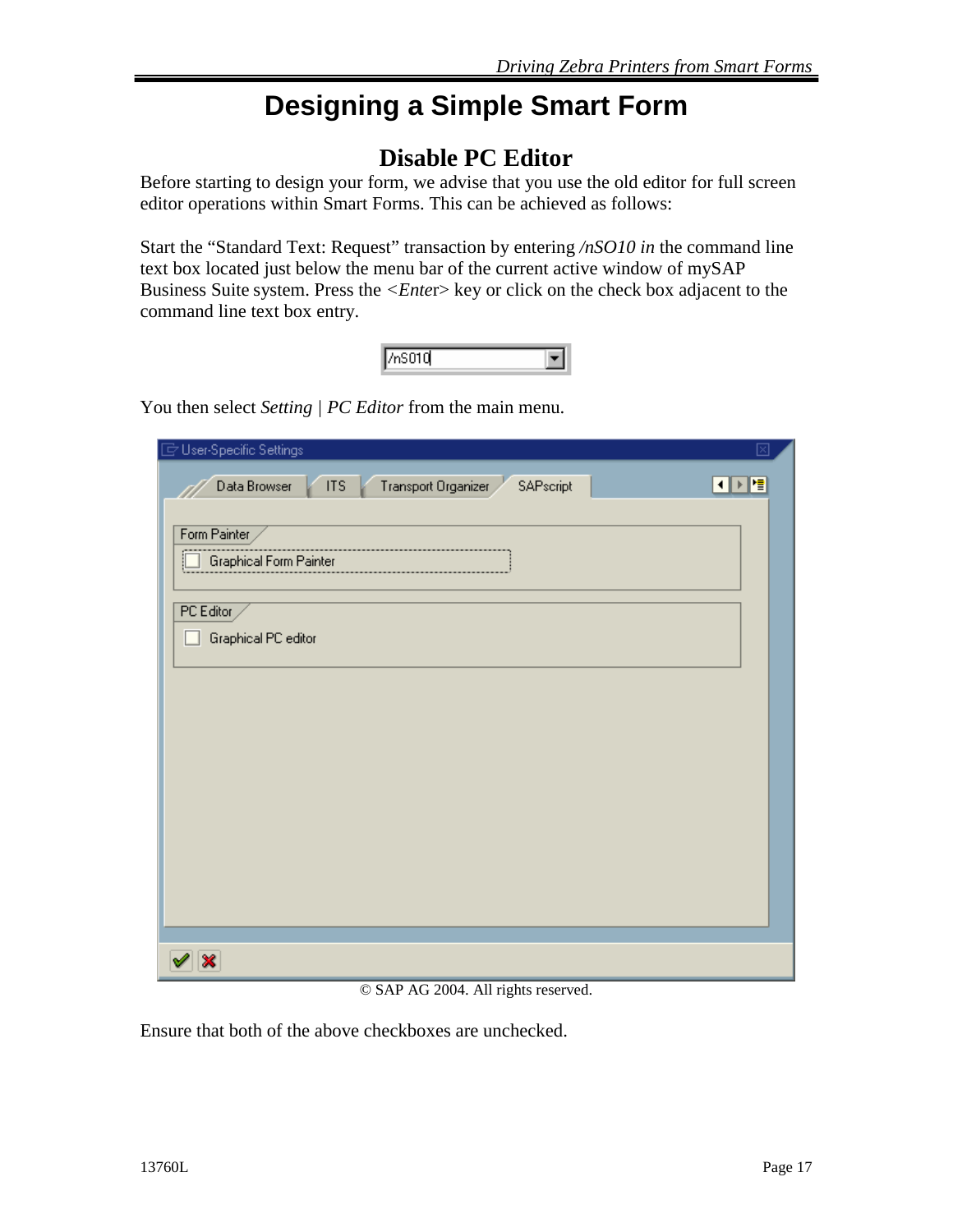# Designing a Simple Smart Form

## Disable PC Editor

Before starting to design your form, we advise that you use the old editor for full screen editor operations within Smart Forms. This can be achieved as follows:

Start the "Standard Text: Request" transaction by entering */nSO10 in* the command line text box located just below the menu bar of the current active window of mySAP Business Suite system. Press the <*Ente*r> key or click on the check box adjacent to the command line text box entry.

You then select *Setting* | *PC Editor* from the main menu.

© SAP AG 2004. All rights reserved.

Ensure that both of the above checkboxes are unchecked.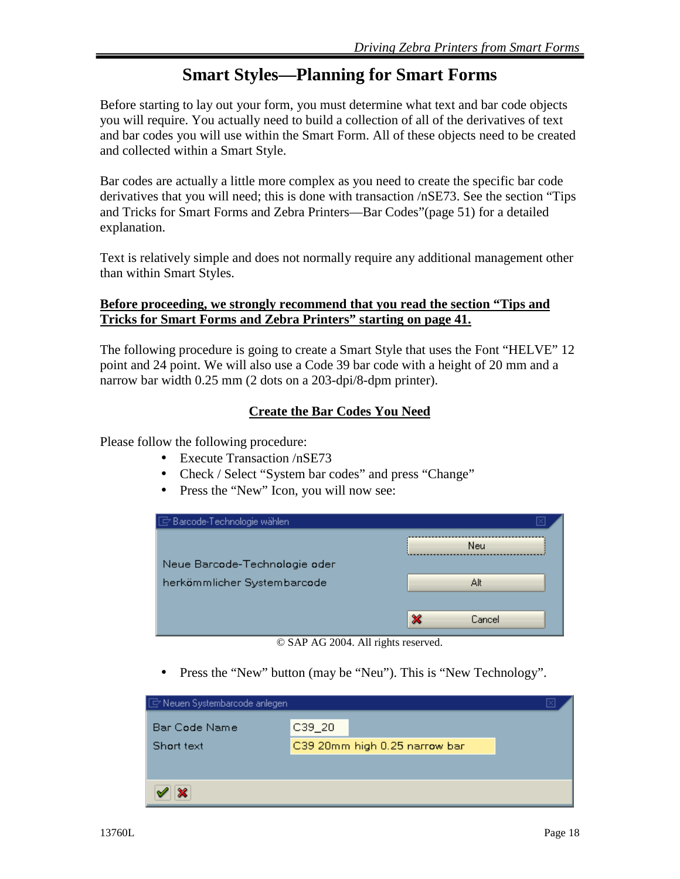# Smart Styles—Planning for Smart Forms

Before starting to lay out your form, you must determine what text and bar code objects you will require. You actually need to build a collection of all of the derivatives of text and bar codes you will use within the Smart Form. All of these objects need to be created and collected within a Smart Style.

Bar codes are actually a little more complex as you need to create the specific bar code derivatives that you will need; this is done with transaction /nSE73. See the section "Tips and Tricks for Smart Forms and Zebra Printers—Bar Codes"(page 51) for a detailed explanation.

Text is relatively simple and does not normally require any additional management other than within Smart Styles.

**Before proceeding, we strongly recommend that you read the section "Tips and Tricks for Smart Forms and Zebra Printers" starting on page 41.**

The following procedure is going to create a Smart Style that uses the Font "HELVE" 12 point and 24 point. We will also use a Code 39 bar code with a height of 20 mm and a narrow bar width 0.25 mm (2 dots on a 203-dpi/8-dpm printer).

## Create the Bar Codes You Need

Please follow the following procedure:

- Execute Transaction /nSE73
- Check / Select "System bar codes" and press "Change"
- Press the "New" Icon, you will now see:

Barcode-Technologie wählen

Neue Barcode-Technologie oder herkömmlicher Systembarcode

Neu

Alt

Cancel

© SAP AG 2004. All rights reserved.

- Press the "New" button (may be "Neu"). This is "New Technology".

Neuen Systembarcode anlegen

Bar Code Name: C39_20

Short text: C39 20mm high 0.25 narrow bar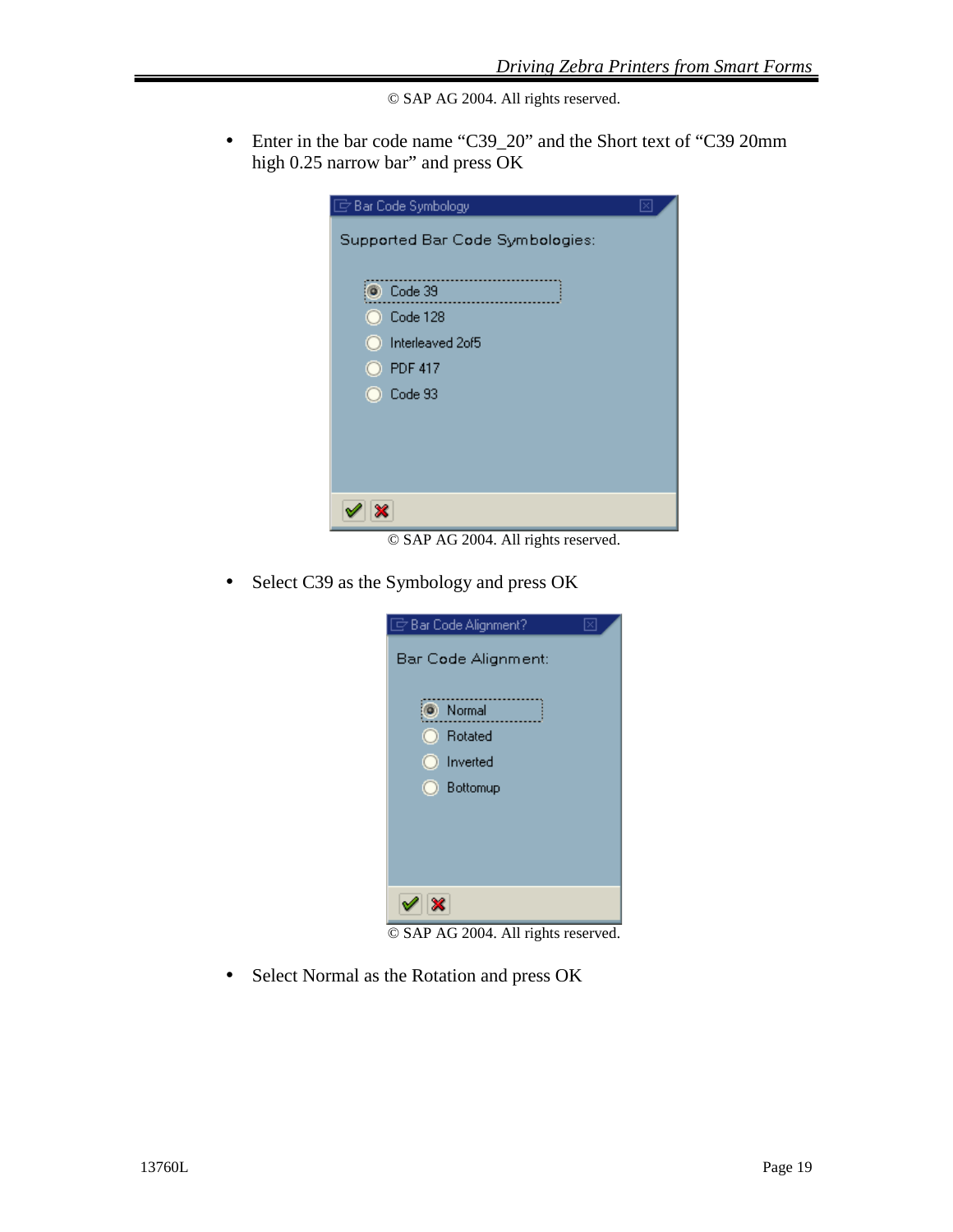© SAP AG 2004. All rights reserved.

- Enter in the bar code name “C39_20” and the Short text of “C39 20mm high 0.25 narrow bar” and press OK

© SAP AG 2004. All rights reserved.

- Select C39 as the Symbology and press OK

© SAP AG 2004. All rights reserved.

- Select Normal as the Rotation and press OK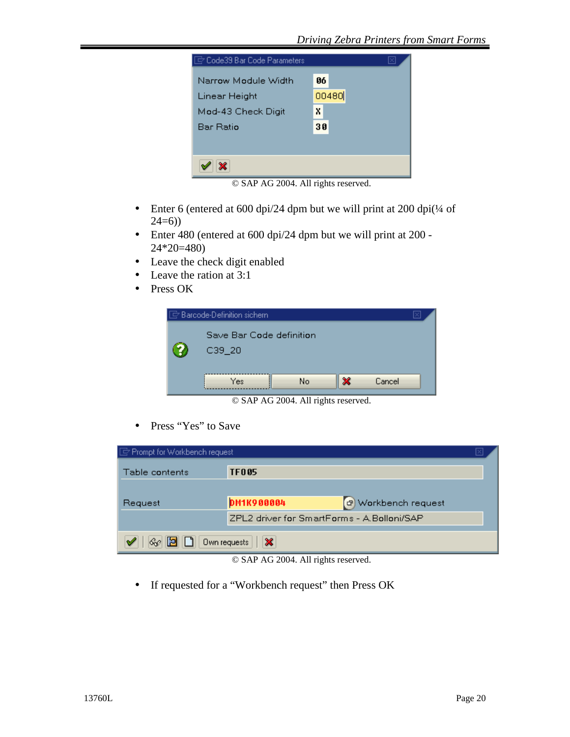Code39 Bar Code Parameters

| | |
|---|---|
| Narrow Module Width | 06 |
| Linear Height | 00480 |
| Mod-43 Check Digit | X |
| Bar Ratio | 30 |

© SAP AG 2004. All rights reserved.

- Enter 6 (entered at 600 dpi/24 dpm but we will print at 200 dpi(¼ of 24=6))
- Enter 480 (entered at 600 dpi/24 dpm but we will print at 200 - 24*20=480)
- Leave the check digit enabled
- Leave the ration at 3:1
- Press OK

Barcode-Definition sichern

Save Bar Code definition
C39_20

Yes | No | Cancel

© SAP AG 2004. All rights reserved.

- Press "Yes" to Save

Prompt for Workbench request

| | |
|---|---|
| Table contents | TF005 |
| Request | DM1K900004 Workbench request |
| | ZPL2 driver for SmartForms - A.Bolloni/SAP |

Own requests

© SAP AG 2004. All rights reserved.

- If requested for a "Workbench request" then Press OK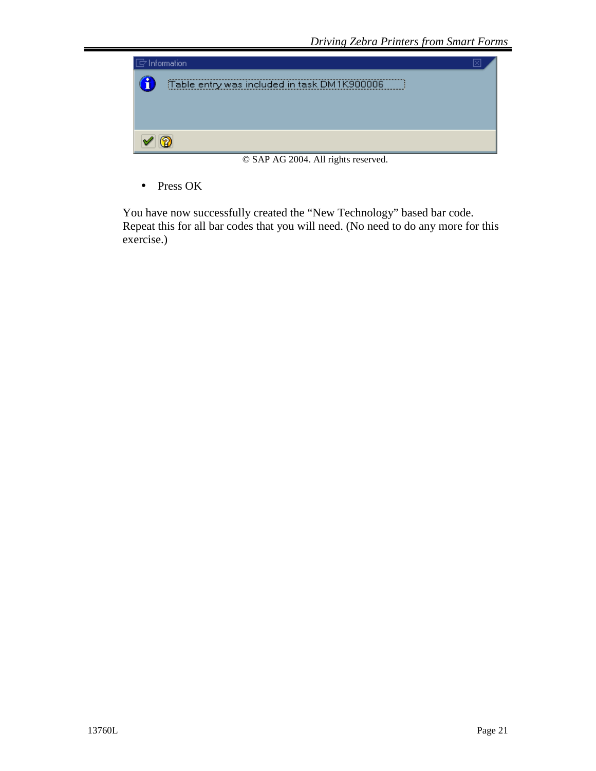© SAP AG 2004. All rights reserved.

- Press OK

You have now successfully created the "New Technology" based bar code. Repeat this for all bar codes that you will need. (No need to do any more for this exercise.)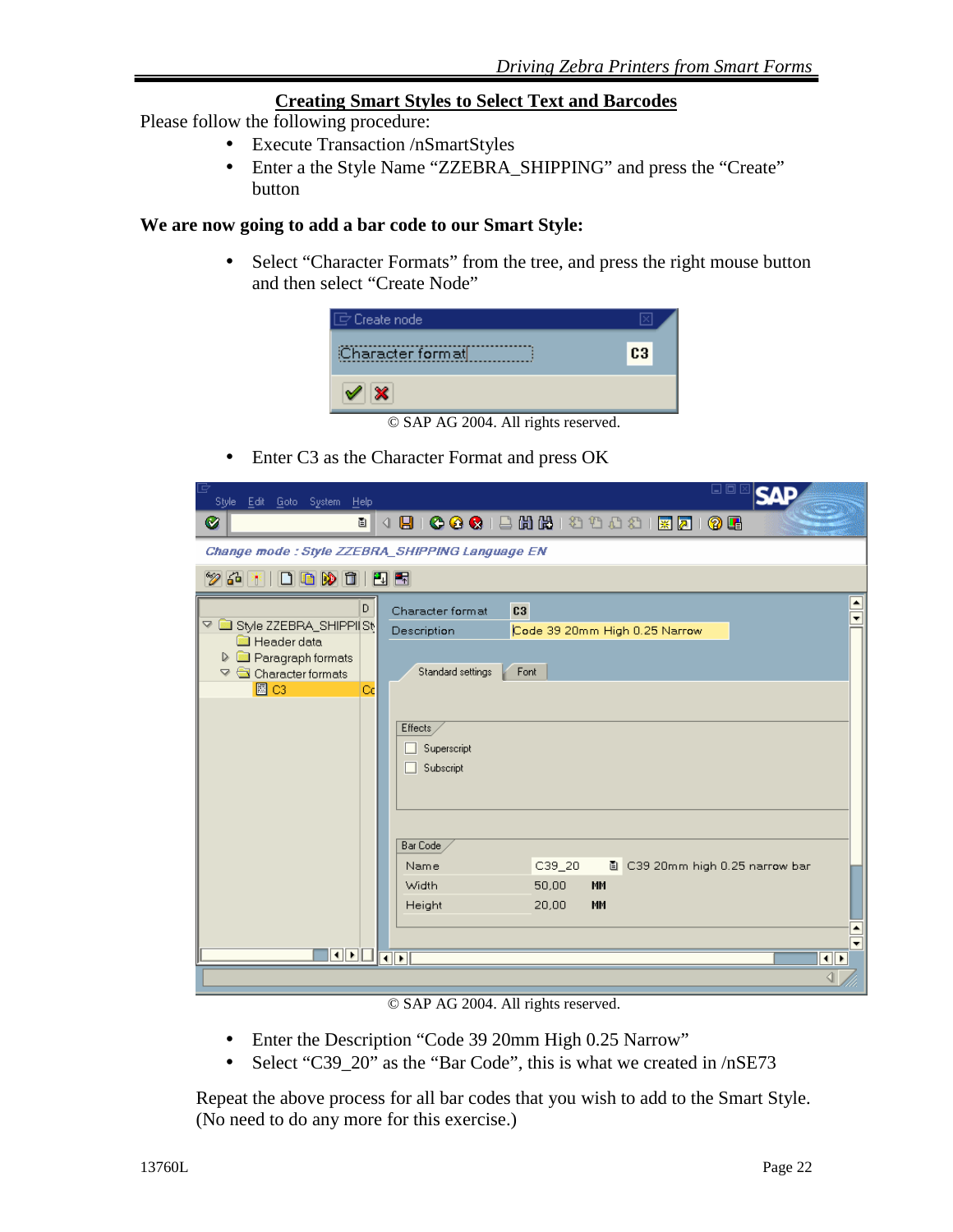## Creating Smart Styles to Select Text and Barcodes

Please follow the following procedure:

- Execute Transaction /nSmartStyles
- Enter a the Style Name "ZZEBRA_SHIPPING" and press the "Create" button

**We are now going to add a bar code to our Smart Style:**

- Select "Character Formats" from the tree, and press the right mouse button and then select "Create Node"

© SAP AG 2004. All rights reserved.

- Enter C3 as the Character Format and press OK

© SAP AG 2004. All rights reserved.

- Enter the Description "Code 39 20mm High 0.25 Narrow"
- Select "C39_20" as the "Bar Code", this is what we created in /nSE73

Repeat the above process for all bar codes that you wish to add to the Smart Style. (No need to do any more for this exercise.)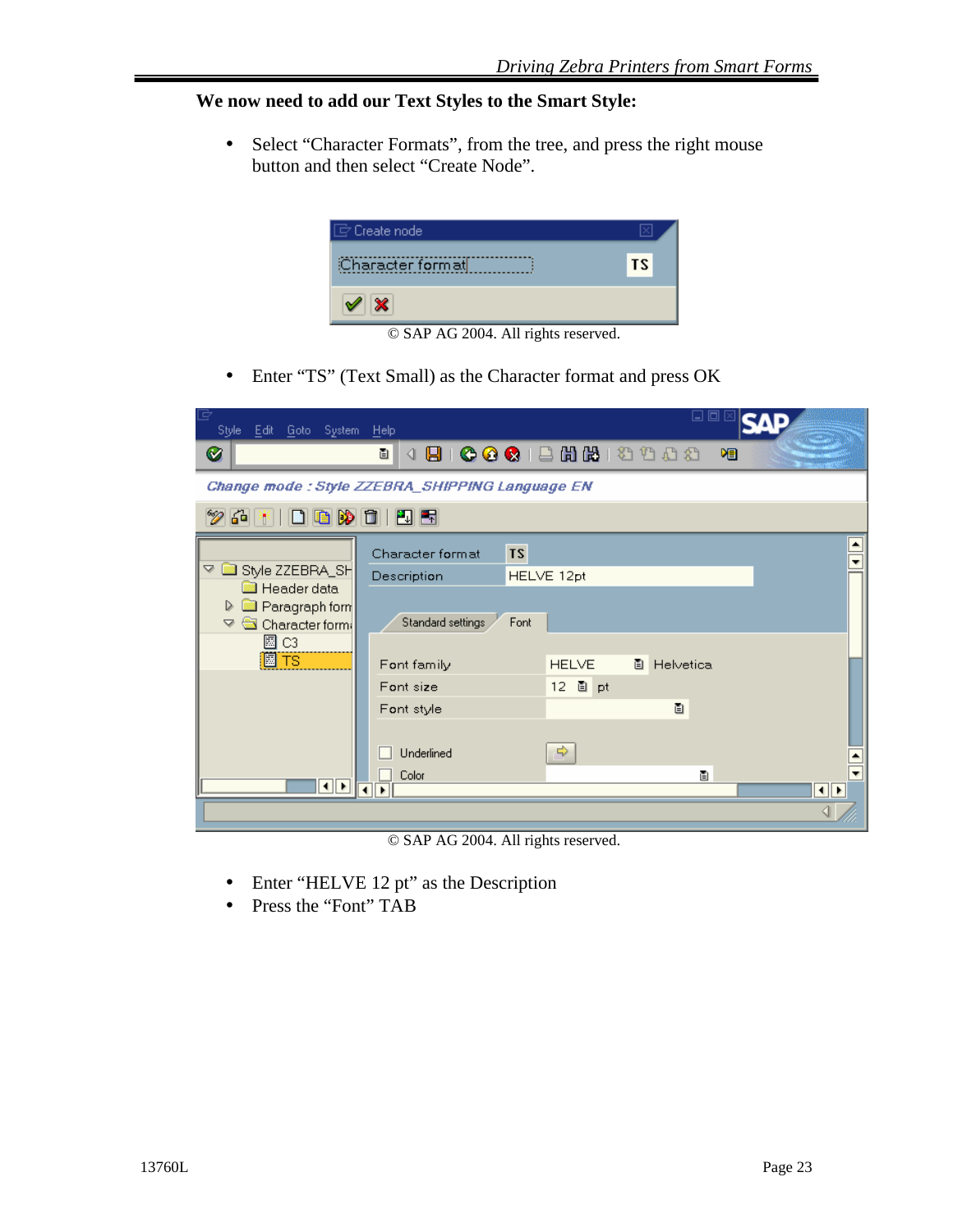**We now need to add our Text Styles to the Smart Style:**

- Select “Character Formats”, from the tree, and press the right mouse button and then select “Create Node”.

© SAP AG 2004. All rights reserved.

- Enter “TS” (Text Small) as the Character format and press OK

© SAP AG 2004. All rights reserved.

- Enter “HELVE 12 pt” as the Description
- Press the “Font” TAB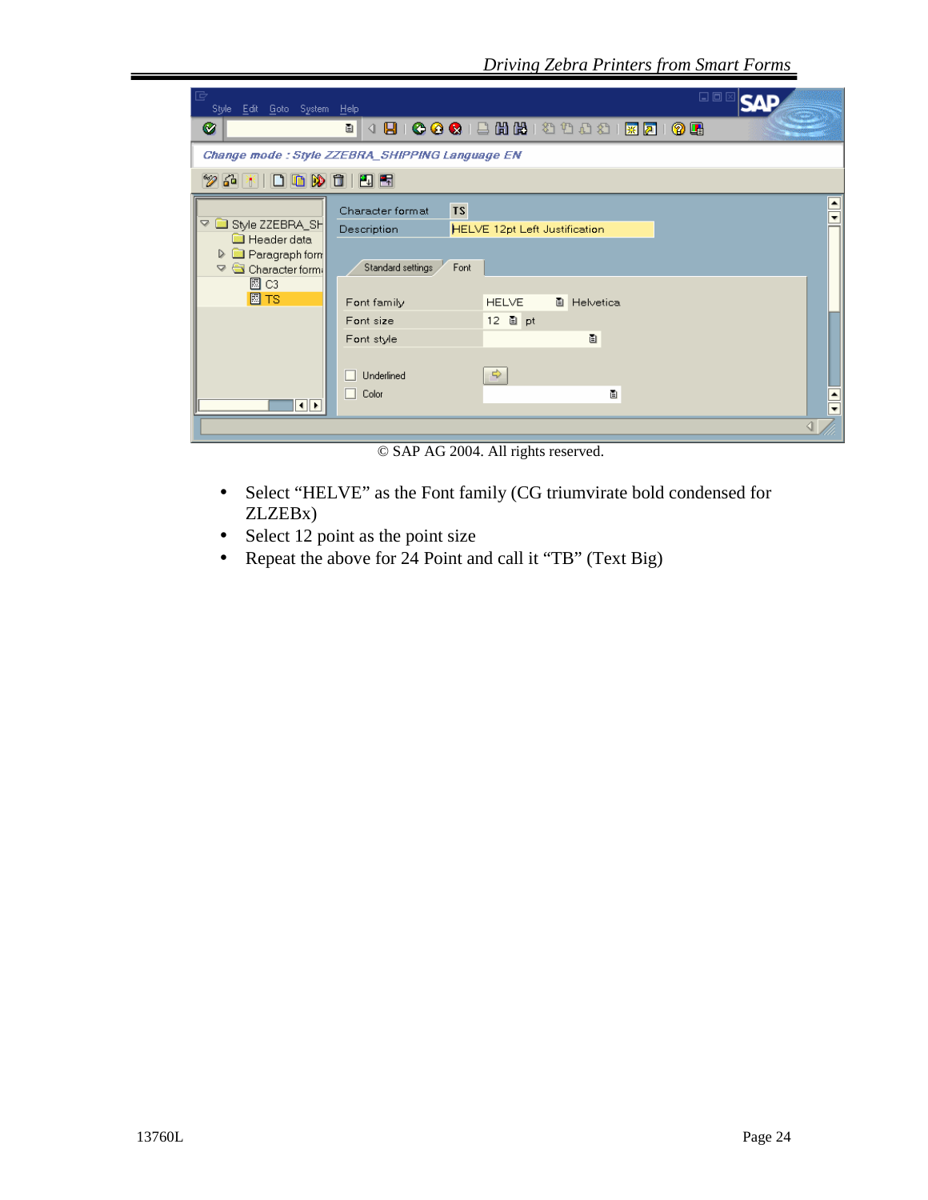© SAP AG 2004. All rights reserved.

- Select “HELVE” as the Font family (CG triumvirate bold condensed for ZLZEBx)
- Select 12 point as the point size
- Repeat the above for 24 Point and call it “TB” (Text Big)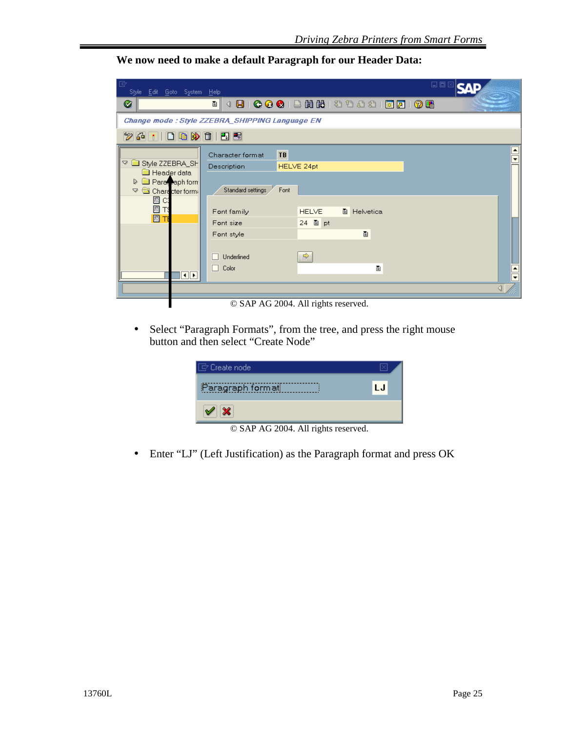**We now need to make a default Paragraph for our Header Data:**

© SAP AG 2004. All rights reserved.

- Select "Paragraph Formats", from the tree, and press the right mouse button and then select "Create Node"

© SAP AG 2004. All rights reserved.

- Enter "LJ" (Left Justification) as the Paragraph format and press OK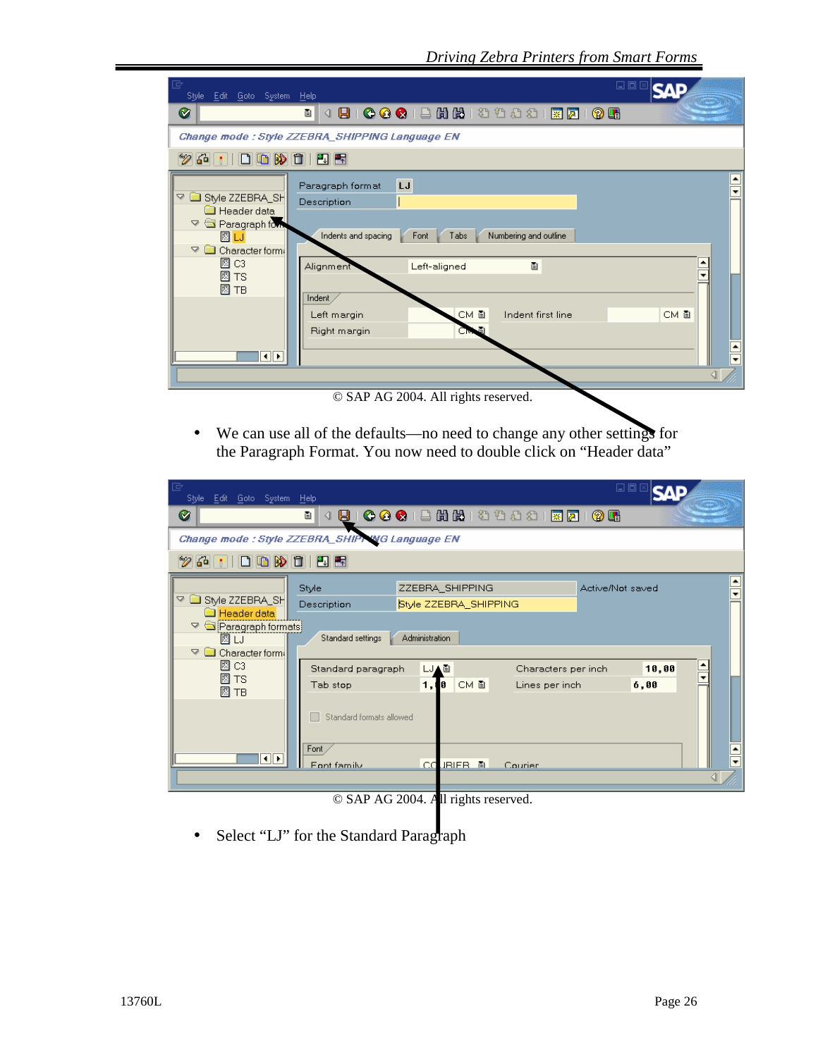© SAP AG 2004. All rights reserved.

- We can use all of the defaults—no need to change any other settings for the Paragraph Format. You now need to double click on “Header data”

© SAP AG 2004. All rights reserved.

- Select “LJ” for the Standard Paragraph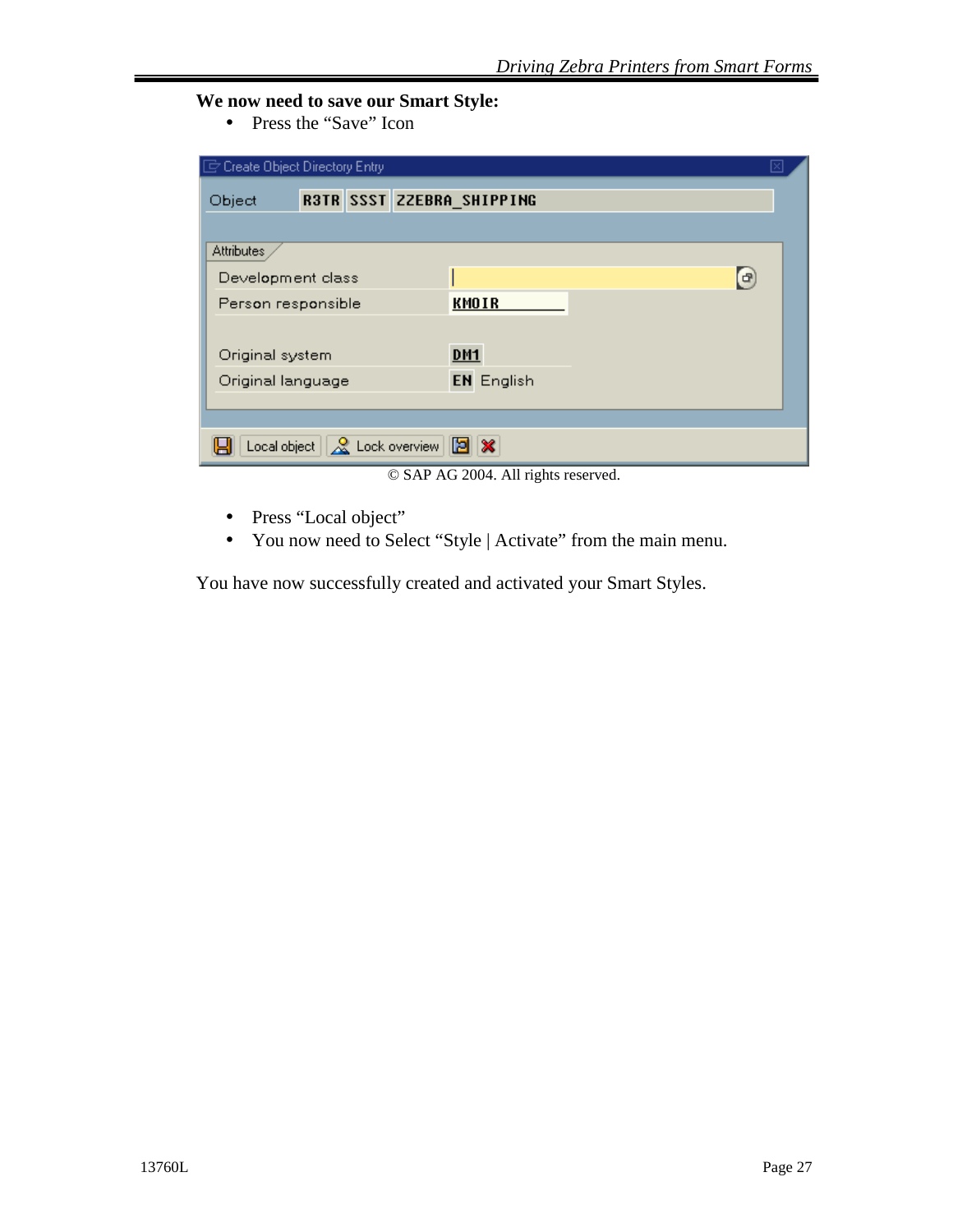**We now need to save our Smart Style:**

- Press the “Save” Icon

© SAP AG 2004. All rights reserved.

- Press “Local object”
- You now need to Select “Style | Activate” from the main menu.

You have now successfully created and activated your Smart Styles.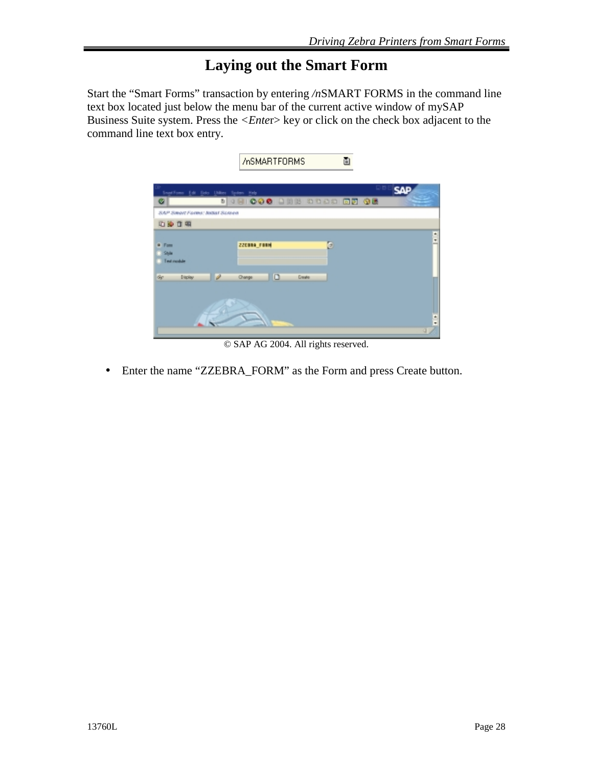# Laying out the Smart Form

Start the "Smart Forms" transaction by entering */n*SMART FORMS in the command line text box located just below the menu bar of the current active window of mySAP Business Suite system. Press the <*Ente*r> key or click on the check box adjacent to the command line text box entry.

© SAP AG 2004. All rights reserved.

- Enter the name "ZZEBRA_FORM" as the Form and press Create button.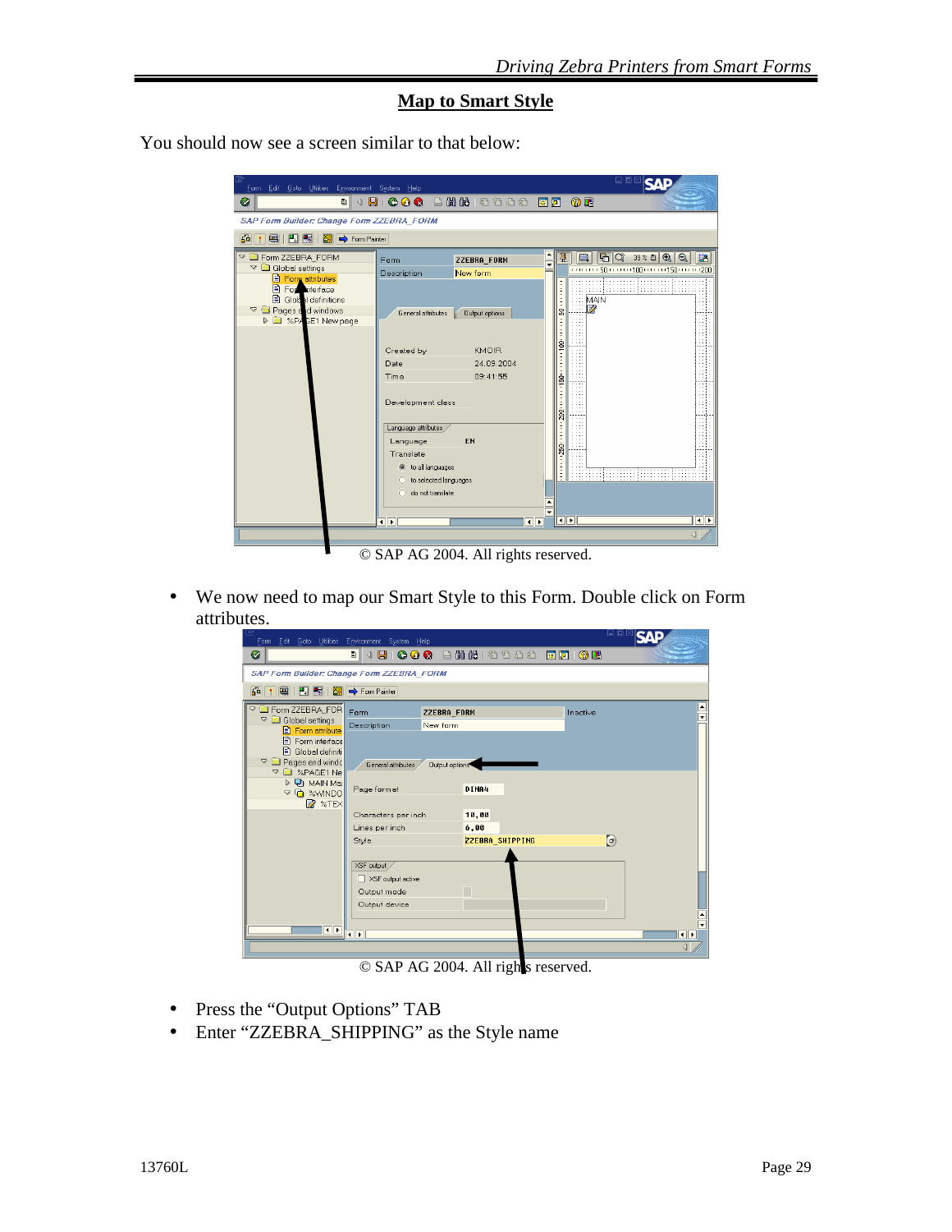# Map to Smart Style

You should now see a screen similar to that below:

© SAP AG 2004. All rights reserved.

- We now need to map our Smart Style to this Form. Double click on Form attributes.

© SAP AG 2004. All rights reserved.

- Press the "Output Options" TAB
- Enter "ZZEBRA_SHIPPING" as the Style name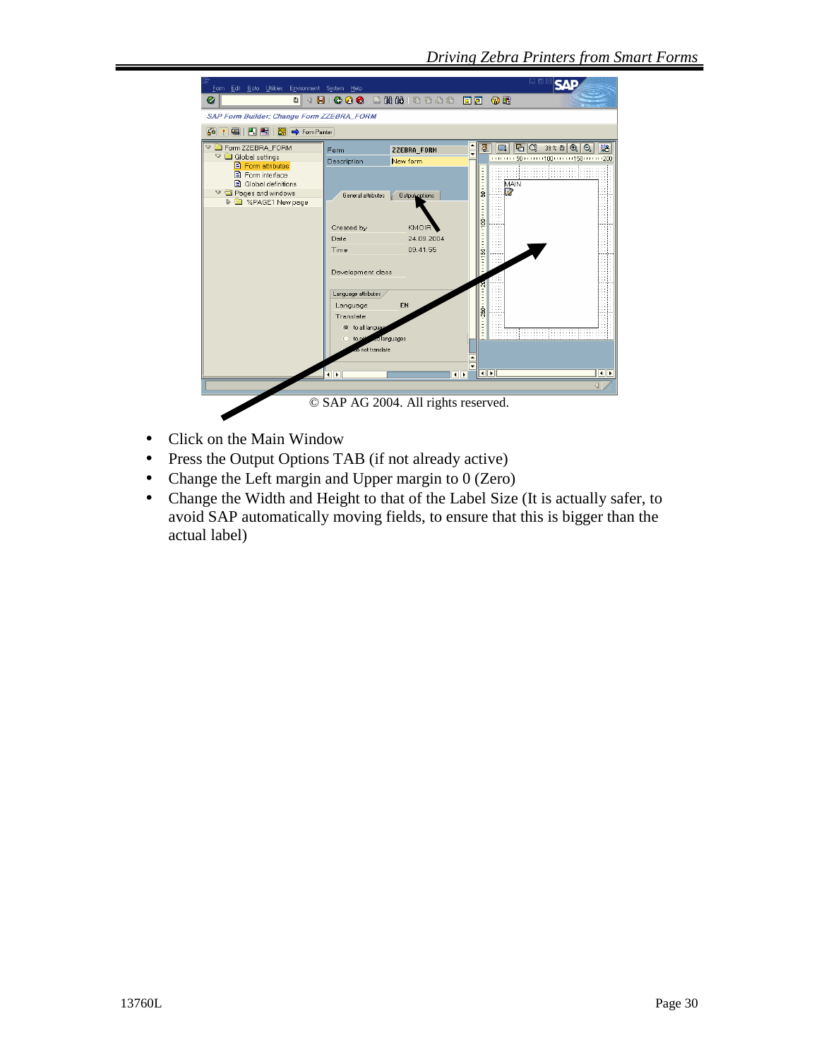© SAP AG 2004. All rights reserved.

- Click on the Main Window
- Press the Output Options TAB (if not already active)
- Change the Left margin and Upper margin to 0 (Zero)
- Change the Width and Height to that of the Label Size (It is actually safer, to avoid SAP automatically moving fields, to ensure that this is bigger than the actual label)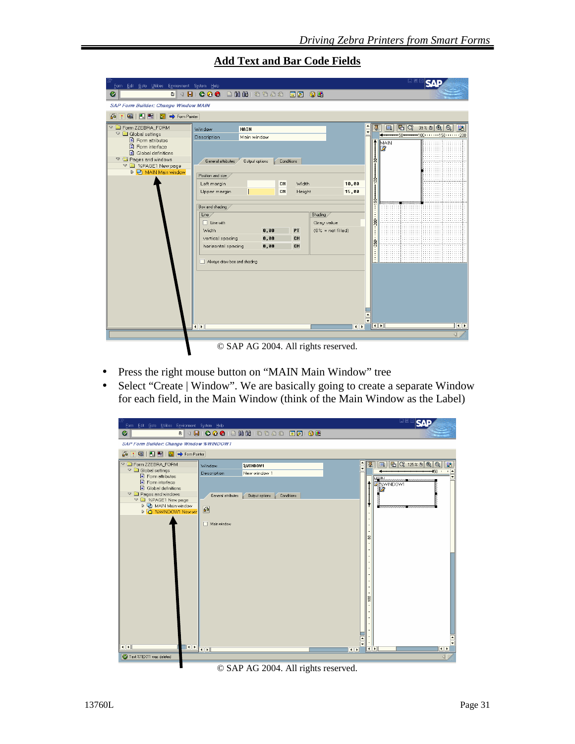## Add Text and Bar Code Fields

© SAP AG 2004. All rights reserved.

- Press the right mouse button on “MAIN Main Window” tree
- Select “Create | Window”. We are basically going to create a separate Window for each field, in the Main Window (think of the Main Window as the Label)

© SAP AG 2004. All rights reserved.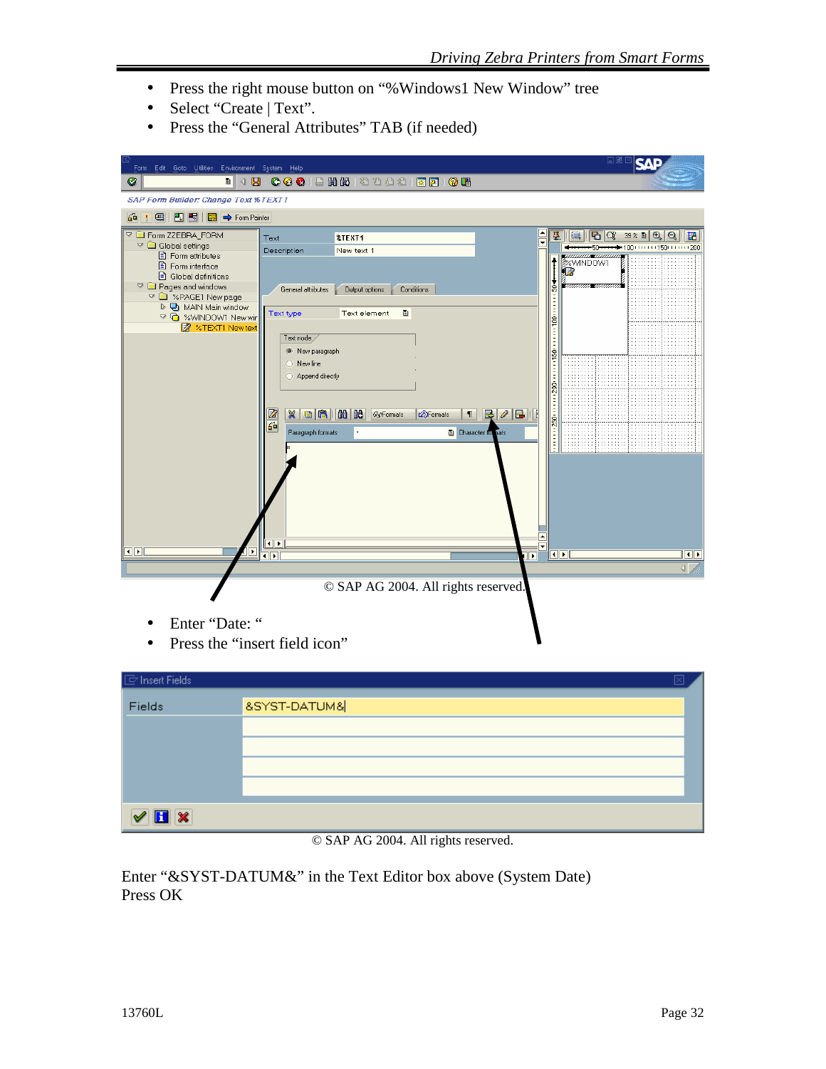- Press the right mouse button on “%Windows1 New Window” tree
- Select “Create | Text”.
- Press the “General Attributes” TAB (if needed)

© SAP AG 2004. All rights reserved.

- Enter “Date: “
- Press the “insert field icon”

© SAP AG 2004. All rights reserved.

Enter “&SYST-DATUM&” in the Text Editor box above (System Date)
Press OK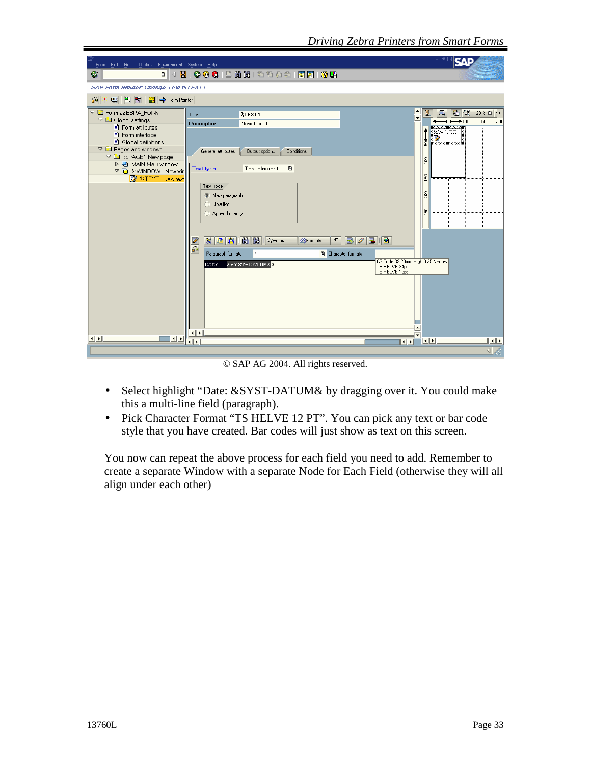© SAP AG 2004. All rights reserved.

- Select highlight “Date: &SYST-DATUM& by dragging over it. You could make this a multi-line field (paragraph).
- Pick Character Format “TS HELVE 12 PT”. You can pick any text or bar code style that you have created. Bar codes will just show as text on this screen.

You now can repeat the above process for each field you need to add. Remember to create a separate Window with a separate Node for Each Field (otherwise they will all align under each other)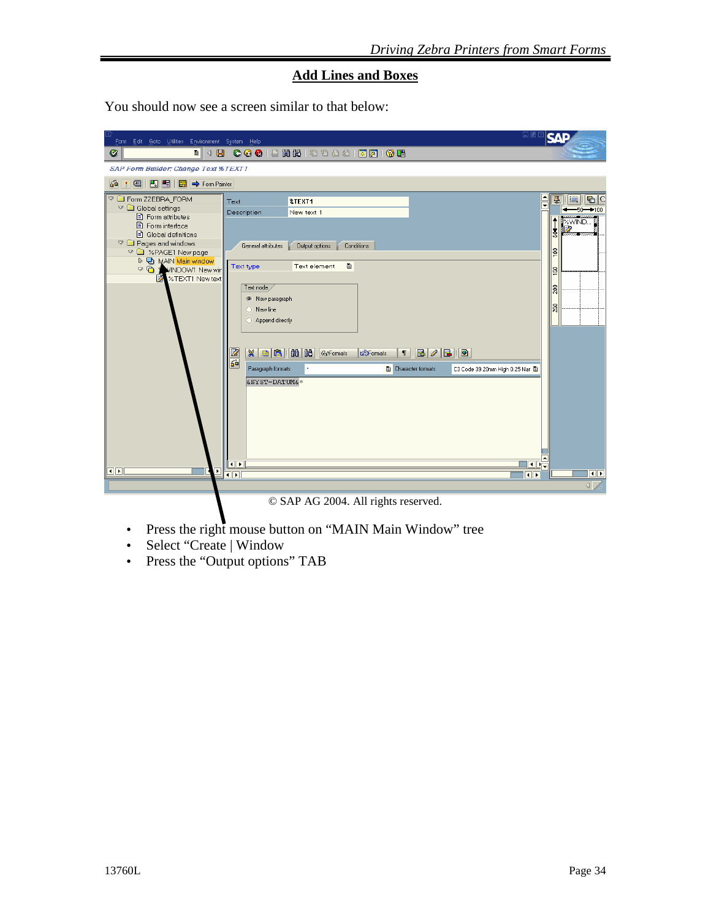## Add Lines and Boxes

You should now see a screen similar to that below:

© SAP AG 2004. All rights reserved.

- Press the right mouse button on "MAIN Main Window" tree
- Select "Create | Window
- Press the "Output options" TAB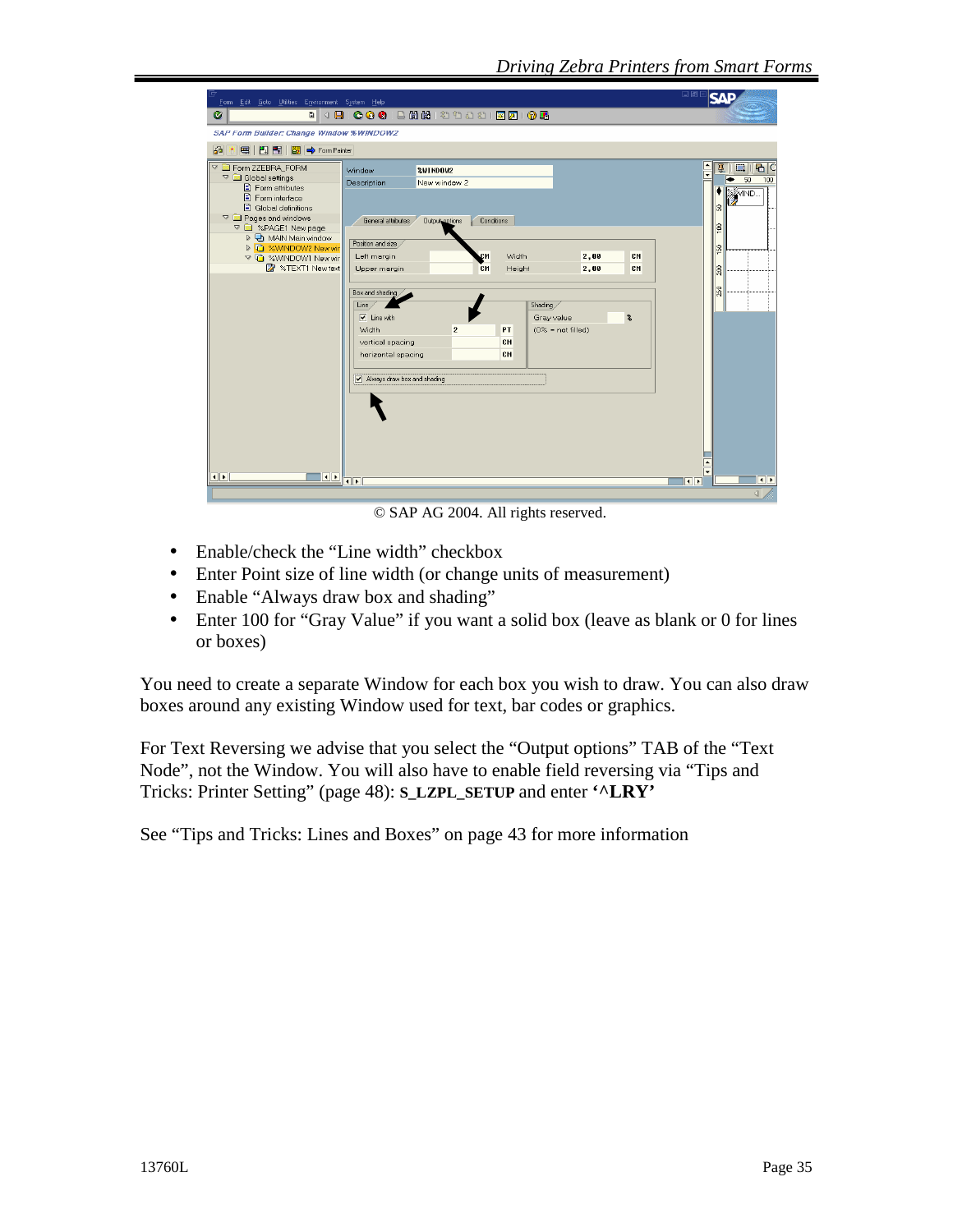© SAP AG 2004. All rights reserved.

- Enable/check the “Line width” checkbox
- Enter Point size of line width (or change units of measurement)
- Enable “Always draw box and shading”
- Enter 100 for “Gray Value” if you want a solid box (leave as blank or 0 for lines or boxes)

You need to create a separate Window for each box you wish to draw. You can also draw boxes around any existing Window used for text, bar codes or graphics.

For Text Reversing we advise that you select the “Output options” TAB of the “Text Node”, not the Window. You will also have to enable field reversing via “Tips and Tricks: Printer Setting” (page 48): **S_LZPL_SETUP** and enter **‘^LRY’**

See “Tips and Tricks: Lines and Boxes” on page 43 for more information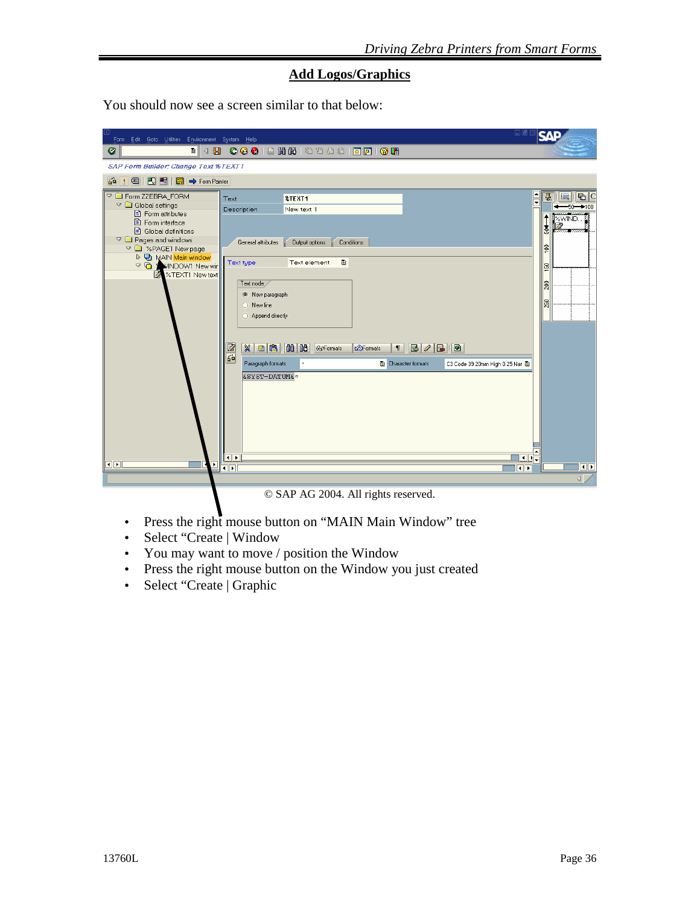## Add Logos/Graphics

You should now see a screen similar to that below:

© SAP AG 2004. All rights reserved.

- Press the right mouse button on "MAIN Main Window" tree
- Select "Create | Window
- You may want to move / position the Window
- Press the right mouse button on the Window you just created
- Select "Create | Graphic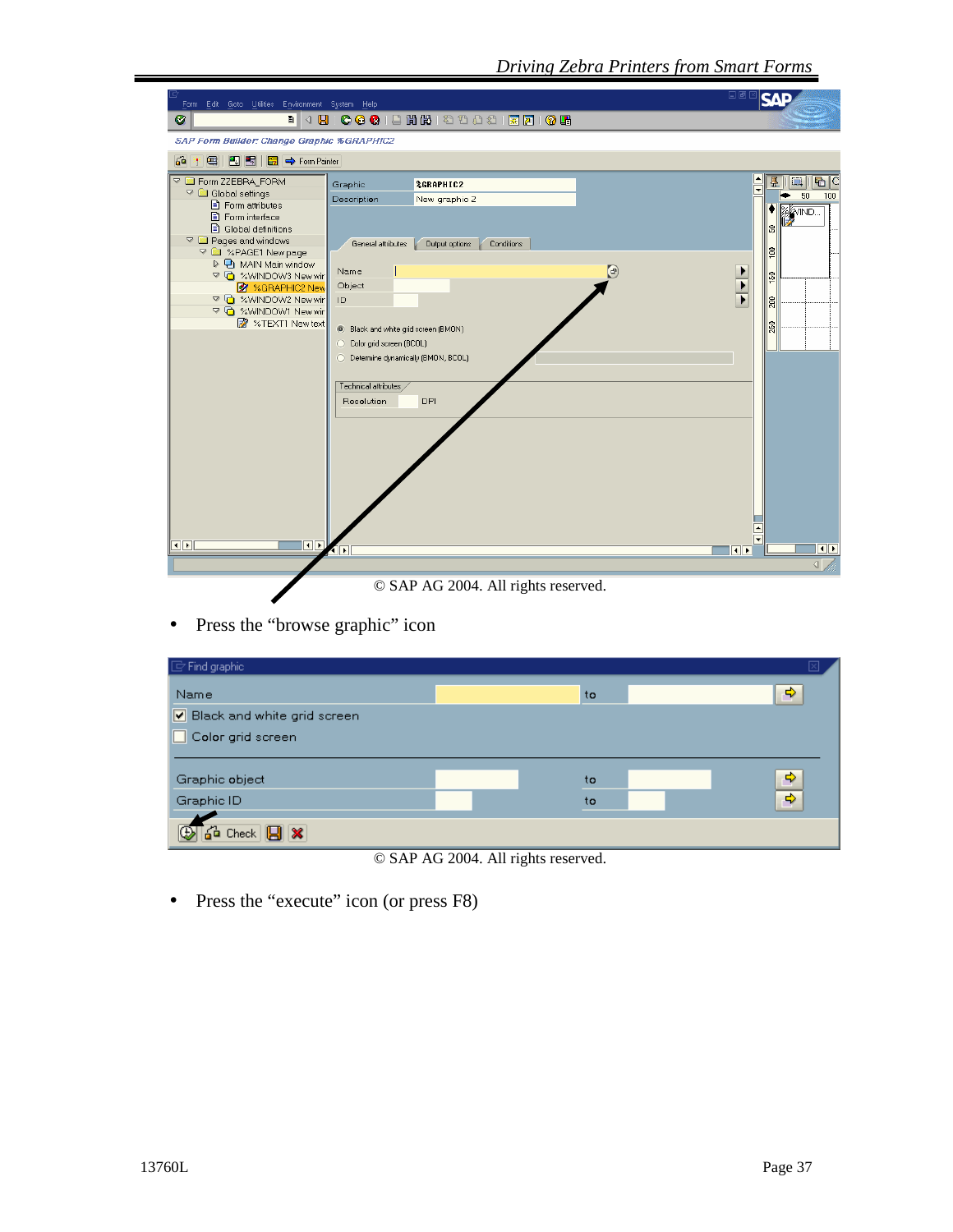© SAP AG 2004. All rights reserved.

- Press the "browse graphic" icon

© SAP AG 2004. All rights reserved.

- Press the "execute" icon (or press F8)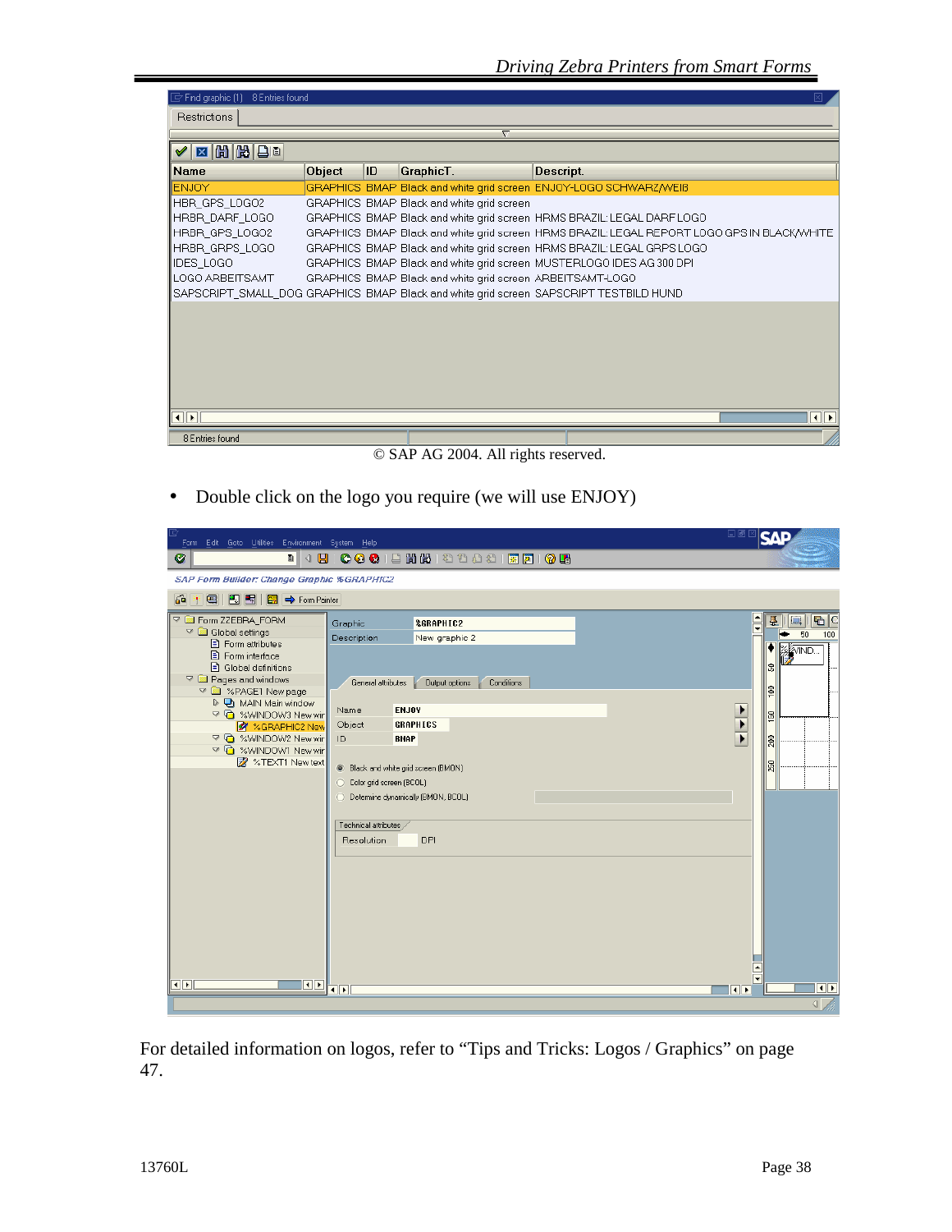| Name | Object | ID | GraphicT. | Descript. |
| --- | --- | --- | --- | --- |
| ENJOY | GRAPHICS | BMAP | Black and white grid screen | ENJOY-LOGO SCHWARZ/WEIß |
| HBR_GPS_LOGO2 | GRAPHICS | BMAP | Black and white grid screen | |
| HRBR_DARF_LOGO | GRAPHICS | BMAP | Black and white grid screen | HRMS BRAZIL: LEGAL DARF LOGO |
| HRBR_GPS_LOGO2 | GRAPHICS | BMAP | Black and white grid screen | HRMS BRAZIL: LEGAL REPORT LOGO GPS IN BLACK/WHITE |
| HRBR_GRPS_LOGO | GRAPHICS | BMAP | Black and white grid screen | HRMS BRAZIL: LEGAL GRPS LOGO |
| IDES_LOGO | GRAPHICS | BMAP | Black and white grid screen | MUSTERLOGO IDES AG 300 DPI |
| LOGO ARBEITSAMT | GRAPHICS | BMAP | Black and white grid screen | ARBEITSAMT-LOGO |
| SAPSCRIPT_SMALL_DOG | GRAPHICS | BMAP | Black and white grid screen | SAPSCRIPT TESTBILD HUND |

© SAP AG 2004. All rights reserved.

- Double click on the logo you require (we will use ENJOY)

© SAP AG 2004. All rights reserved.

For detailed information on logos, refer to “Tips and Tricks: Logos / Graphics” on page 47.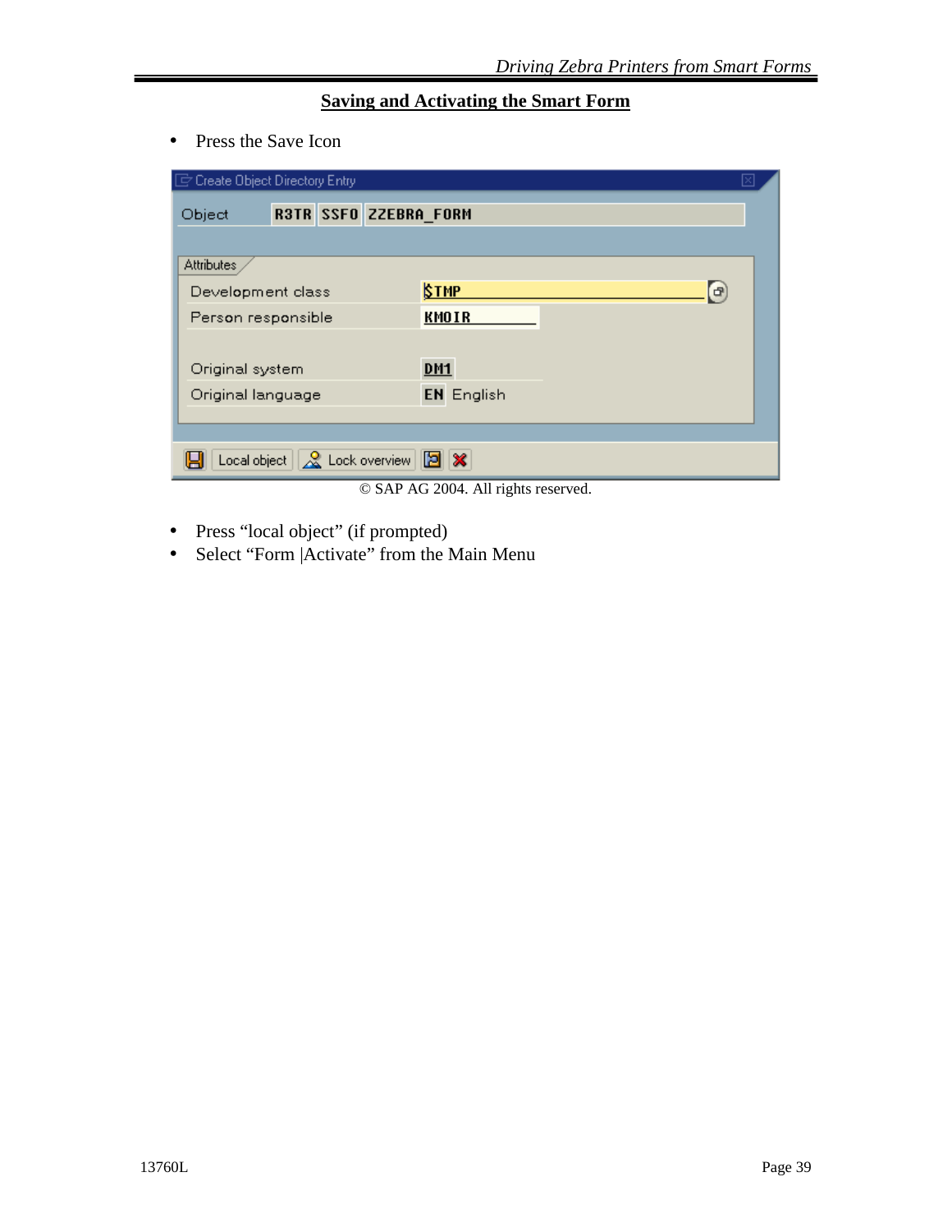## Saving and Activating the Smart Form

- Press the Save Icon

Create Object Directory Entry

| Object | R3TR | SSFO | ZZEBRA_FORM |
| --- | --- | --- | --- |

Attributes

| | |
| --- | --- |
| Development class | $TMP |
| Person responsible | KMOIR |
| Original system | DM1 |
| Original language | EN English |

Local object | Lock overview

© SAP AG 2004. All rights reserved.

- Press “local object” (if prompted)
- Select “Form |Activate” from the Main Menu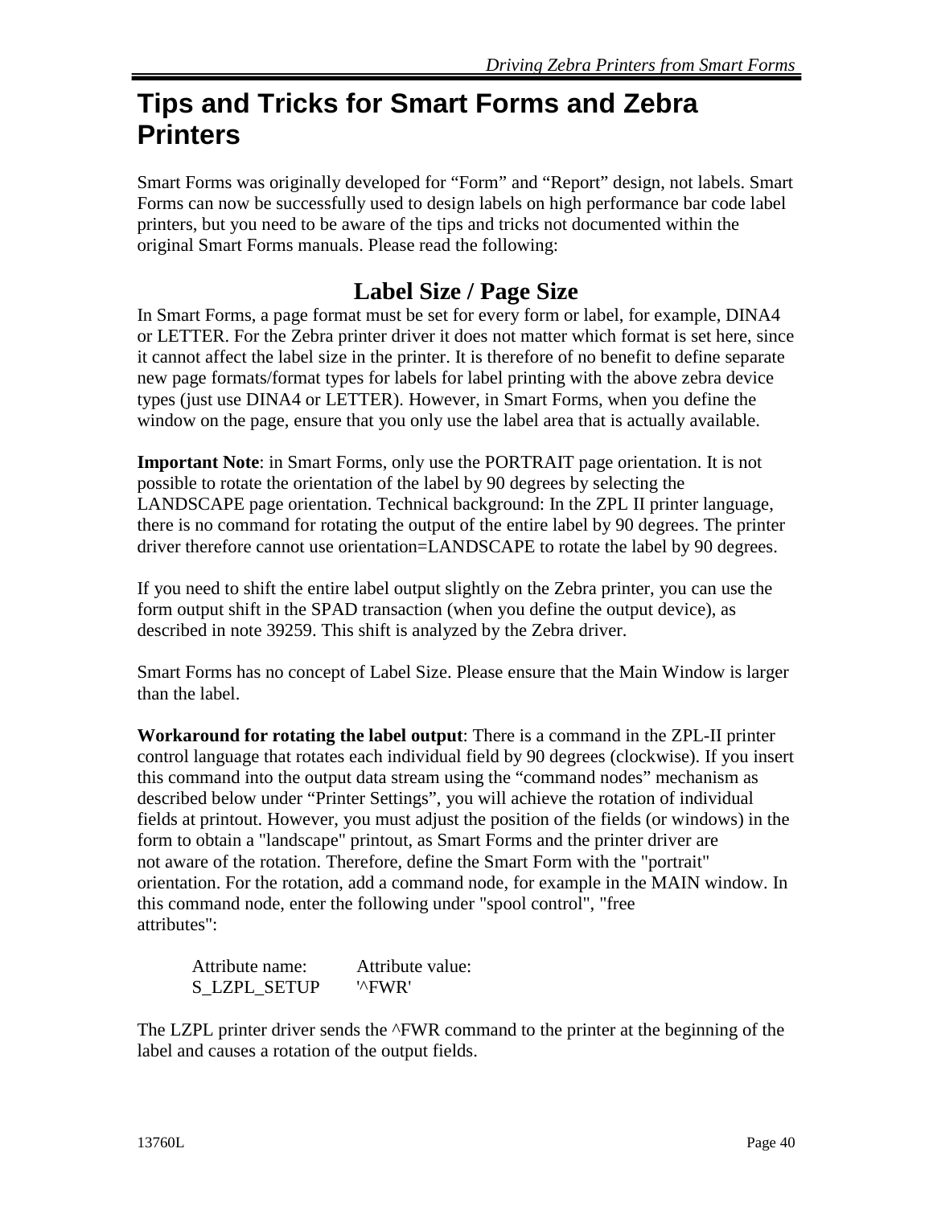# Tips and Tricks for Smart Forms and Zebra Printers

Smart Forms was originally developed for “Form” and “Report” design, not labels. Smart Forms can now be successfully used to design labels on high performance bar code label printers, but you need to be aware of the tips and tricks not documented within the original Smart Forms manuals. Please read the following:

## Label Size / Page Size

In Smart Forms, a page format must be set for every form or label, for example, DINA4 or LETTER. For the Zebra printer driver it does not matter which format is set here, since it cannot affect the label size in the printer. It is therefore of no benefit to define separate new page formats/format types for labels for label printing with the above zebra device types (just use DINA4 or LETTER). However, in Smart Forms, when you define the window on the page, ensure that you only use the label area that is actually available.

**Important Note**: in Smart Forms, only use the PORTRAIT page orientation. It is not possible to rotate the orientation of the label by 90 degrees by selecting the LANDSCAPE page orientation. Technical background: In the ZPL II printer language, there is no command for rotating the output of the entire label by 90 degrees. The printer driver therefore cannot use orientation=LANDSCAPE to rotate the label by 90 degrees.

If you need to shift the entire label output slightly on the Zebra printer, you can use the form output shift in the SPAD transaction (when you define the output device), as described in note 39259. This shift is analyzed by the Zebra driver.

Smart Forms has no concept of Label Size. Please ensure that the Main Window is larger than the label.

**Workaround for rotating the label output**: There is a command in the ZPL-II printer control language that rotates each individual field by 90 degrees (clockwise). If you insert this command into the output data stream using the “command nodes” mechanism as described below under “Printer Settings”, you will achieve the rotation of individual fields at printout. However, you must adjust the position of the fields (or windows) in the form to obtain a "landscape" printout, as Smart Forms and the printer driver are not aware of the rotation. Therefore, define the Smart Form with the "portrait" orientation. For the rotation, add a command node, for example in the MAIN window. In this command node, enter the following under "spool control", "free attributes":

| Attribute name: | Attribute value: |
|---|---|
| S_LZPL_SETUP | '^FWR' |

The LZPL printer driver sends the ^FWR command to the printer at the beginning of the label and causes a rotation of the output fields.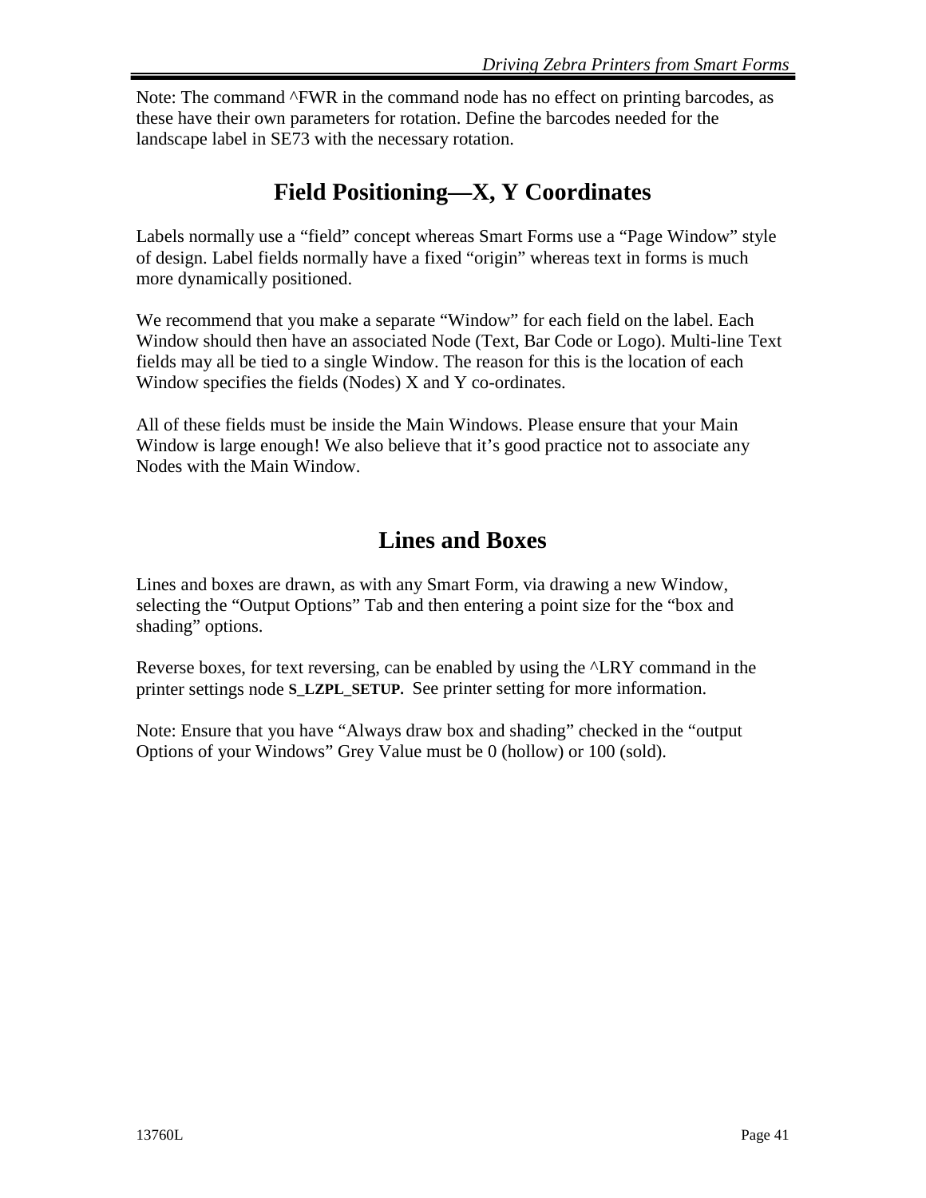Note: The command ^FWR in the command node has no effect on printing barcodes, as these have their own parameters for rotation. Define the barcodes needed for the landscape label in SE73 with the necessary rotation.

## Field Positioning—X, Y Coordinates

Labels normally use a “field” concept whereas Smart Forms use a “Page Window” style of design. Label fields normally have a fixed “origin” whereas text in forms is much more dynamically positioned.

We recommend that you make a separate “Window” for each field on the label. Each Window should then have an associated Node (Text, Bar Code or Logo). Multi-line Text fields may all be tied to a single Window. The reason for this is the location of each Window specifies the fields (Nodes) X and Y co-ordinates.

All of these fields must be inside the Main Windows. Please ensure that your Main Window is large enough! We also believe that it’s good practice not to associate any Nodes with the Main Window.

## Lines and Boxes

Lines and boxes are drawn, as with any Smart Form, via drawing a new Window, selecting the “Output Options” Tab and then entering a point size for the “box and shading” options.

Reverse boxes, for text reversing, can be enabled by using the ^LRY command in the printer settings node **S_LZPL_SETUP.** See printer setting for more information.

Note: Ensure that you have “Always draw box and shading” checked in the “output Options of your Windows” Grey Value must be 0 (hollow) or 100 (sold).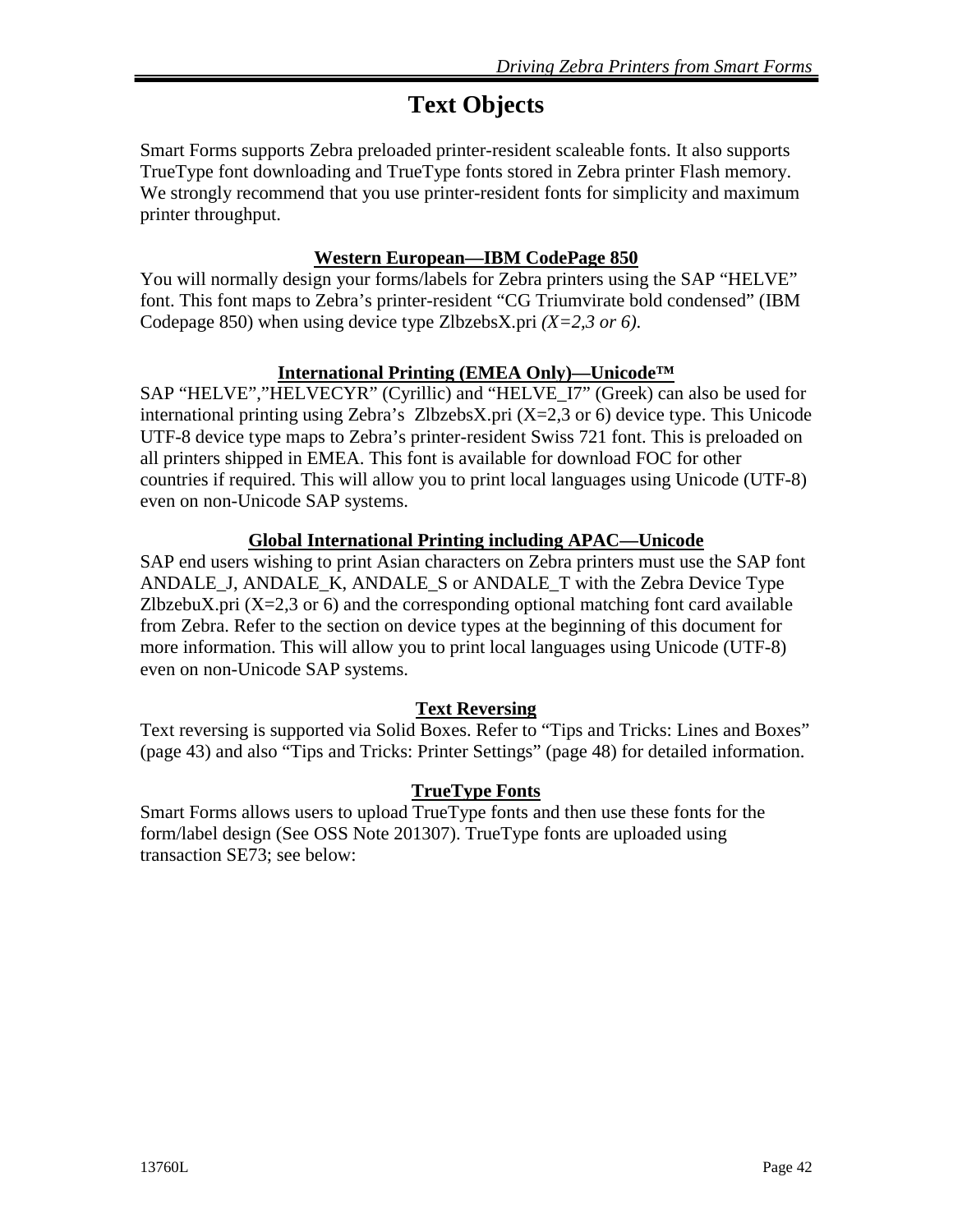# Text Objects

Smart Forms supports Zebra preloaded printer-resident scaleable fonts. It also supports TrueType font downloading and TrueType fonts stored in Zebra printer Flash memory. We strongly recommend that you use printer-resident fonts for simplicity and maximum printer throughput.

## Western European—IBM CodePage 850

You will normally design your forms/labels for Zebra printers using the SAP “HELVE” font. This font maps to Zebra’s printer-resident “CG Triumvirate bold condensed” (IBM Codepage 850) when using device type ZlbzebsX.pri *(X=2,3 or 6)*.

## International Printing (EMEA Only)—Unicode™

SAP “HELVE”,”HELVECYR” (Cyrillic) and “HELVE_I7” (Greek) can also be used for international printing using Zebra’s ZlbzebsX.pri (X=2,3 or 6) device type. This Unicode UTF-8 device type maps to Zebra’s printer-resident Swiss 721 font. This is preloaded on all printers shipped in EMEA. This font is available for download FOC for other countries if required. This will allow you to print local languages using Unicode (UTF-8) even on non-Unicode SAP systems.

## Global International Printing including APAC—Unicode

SAP end users wishing to print Asian characters on Zebra printers must use the SAP font ANDALE_J, ANDALE_K, ANDALE_S or ANDALE_T with the Zebra Device Type ZlbzebuX.pri (X=2,3 or 6) and the corresponding optional matching font card available from Zebra. Refer to the section on device types at the beginning of this document for more information. This will allow you to print local languages using Unicode (UTF-8) even on non-Unicode SAP systems.

## Text Reversing

Text reversing is supported via Solid Boxes. Refer to “Tips and Tricks: Lines and Boxes” (page 43) and also “Tips and Tricks: Printer Settings” (page 48) for detailed information.

## TrueType Fonts

Smart Forms allows users to upload TrueType fonts and then use these fonts for the form/label design (See OSS Note 201307). TrueType fonts are uploaded using transaction SE73; see below: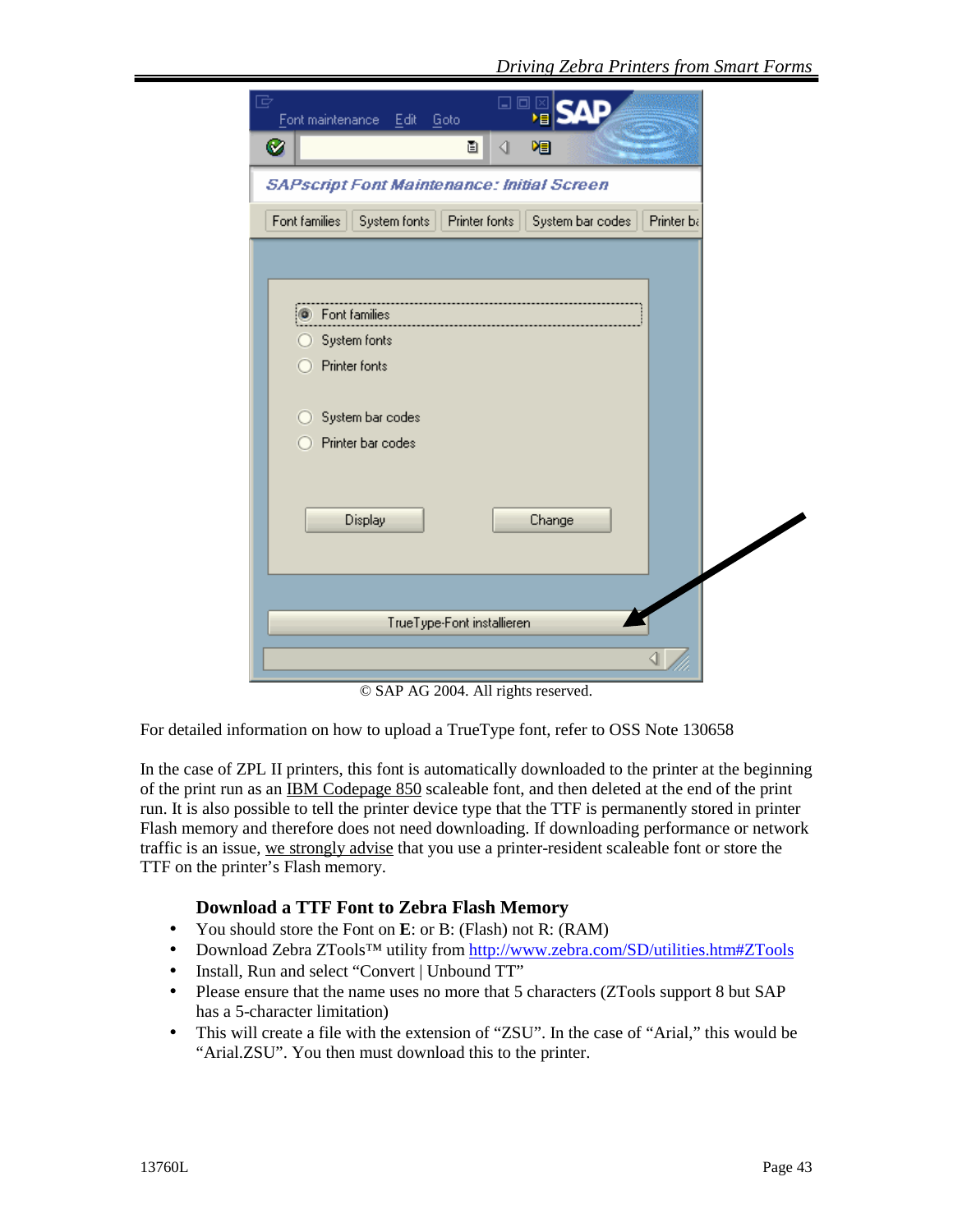© SAP AG 2004. All rights reserved.

For detailed information on how to upload a TrueType font, refer to OSS Note 130658

In the case of ZPL II printers, this font is automatically downloaded to the printer at the beginning of the print run as an IBM Codepage 850 scaleable font, and then deleted at the end of the print run. It is also possible to tell the printer device type that the TTF is permanently stored in printer Flash memory and therefore does not need downloading. If downloading performance or network traffic is an issue, we strongly advise that you use a printer-resident scaleable font or store the TTF on the printer's Flash memory.

### Download a TTF Font to Zebra Flash Memory

- You should store the Font on **E**: or B: (Flash) not R: (RAM)
- Download Zebra ZTools™ utility from http://www.zebra.com/SD/utilities.htm#ZTools
- Install, Run and select "Convert | Unbound TT"
- Please ensure that the name uses no more that 5 characters (ZTools support 8 but SAP has a 5-character limitation)
- This will create a file with the extension of "ZSU". In the case of "Arial," this would be "Arial.ZSU". You then must download this to the printer.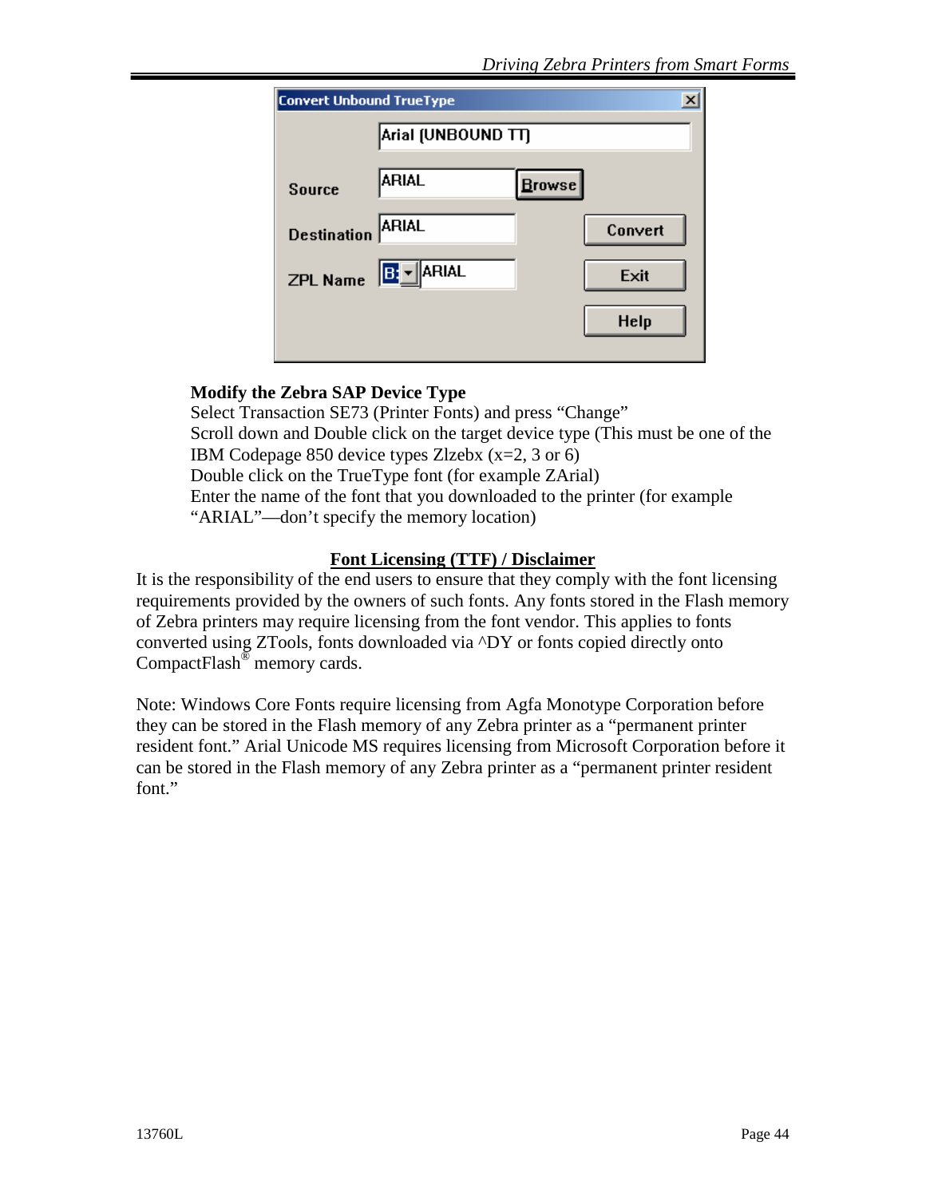**Convert Unbound TrueType**

| | | |
|---|---|---|
| | Arial (UNBOUND TT) | |
| Source | ARIAL | Browse |
| Destination | ARIAL | Convert |
| ZPL Name | B: ARIAL | Exit |
| | | Help |

**Modify the Zebra SAP Device Type**

Select Transaction SE73 (Printer Fonts) and press "Change"
Scroll down and Double click on the target device type (This must be one of the IBM Codepage 850 device types Zlzebx (x=2, 3 or 6)
Double click on the TrueType font (for example ZArial)
Enter the name of the font that you downloaded to the printer (for example "ARIAL"—don't specify the memory location)

## Font Licensing (TTF) / Disclaimer

It is the responsibility of the end users to ensure that they comply with the font licensing requirements provided by the owners of such fonts. Any fonts stored in the Flash memory of Zebra printers may require licensing from the font vendor. This applies to fonts converted using ZTools, fonts downloaded via ^DY or fonts copied directly onto CompactFlash® memory cards.

Note: Windows Core Fonts require licensing from Agfa Monotype Corporation before they can be stored in the Flash memory of any Zebra printer as a "permanent printer resident font." Arial Unicode MS requires licensing from Microsoft Corporation before it can be stored in the Flash memory of any Zebra printer as a "permanent printer resident font."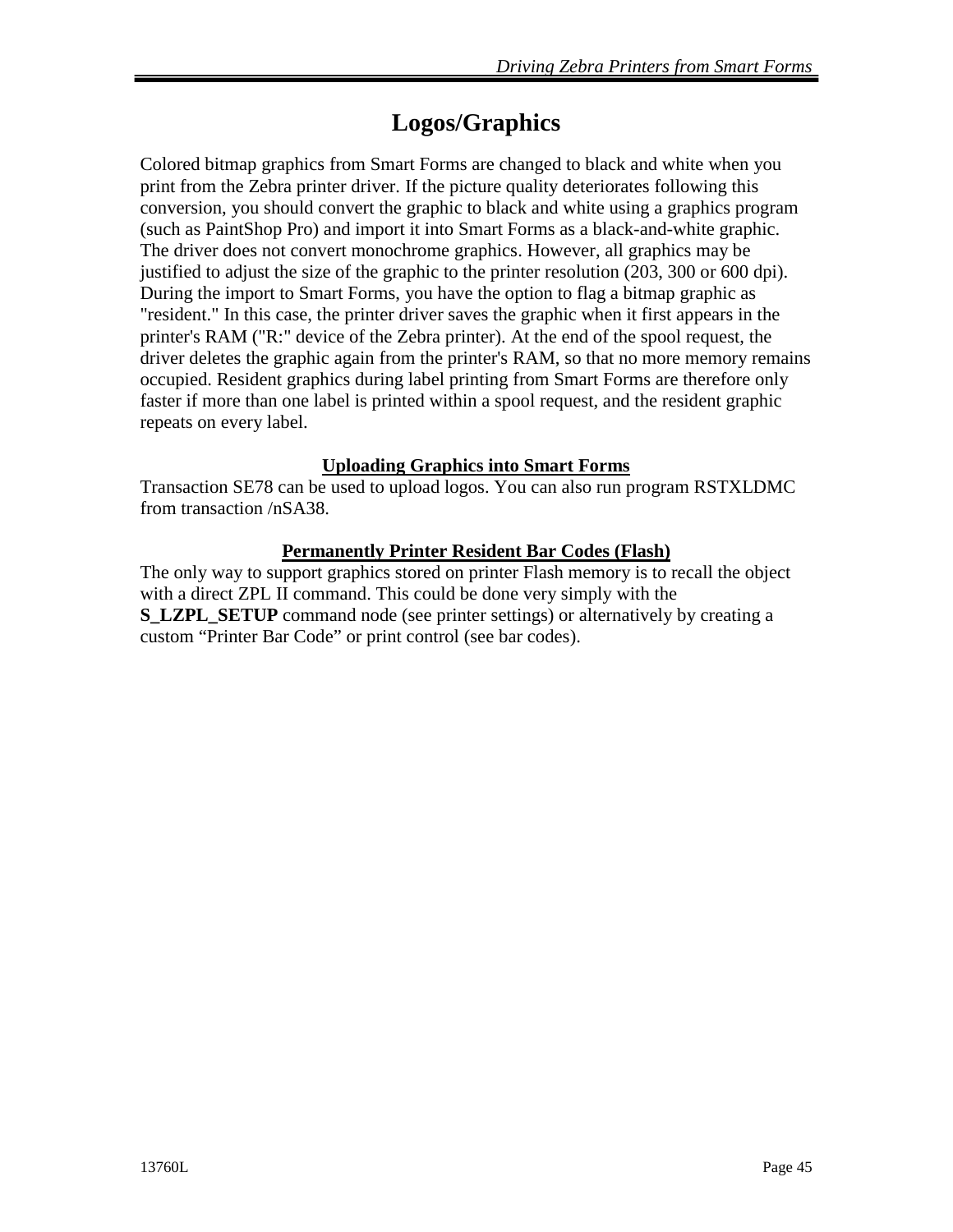# Logos/Graphics

Colored bitmap graphics from Smart Forms are changed to black and white when you print from the Zebra printer driver. If the picture quality deteriorates following this conversion, you should convert the graphic to black and white using a graphics program (such as PaintShop Pro) and import it into Smart Forms as a black-and-white graphic. The driver does not convert monochrome graphics. However, all graphics may be justified to adjust the size of the graphic to the printer resolution (203, 300 or 600 dpi). During the import to Smart Forms, you have the option to flag a bitmap graphic as "resident." In this case, the printer driver saves the graphic when it first appears in the printer's RAM ("R:" device of the Zebra printer). At the end of the spool request, the driver deletes the graphic again from the printer's RAM, so that no more memory remains occupied. Resident graphics during label printing from Smart Forms are therefore only faster if more than one label is printed within a spool request, and the resident graphic repeats on every label.

**Uploading Graphics into Smart Forms**

Transaction SE78 can be used to upload logos. You can also run program RSTXLDMC from transaction /nSA38.

**Permanently Printer Resident Bar Codes (Flash)**

The only way to support graphics stored on printer Flash memory is to recall the object with a direct ZPL II command. This could be done very simply with the **S_LZPL_SETUP** command node (see printer settings) or alternatively by creating a custom "Printer Bar Code" or print control (see bar codes).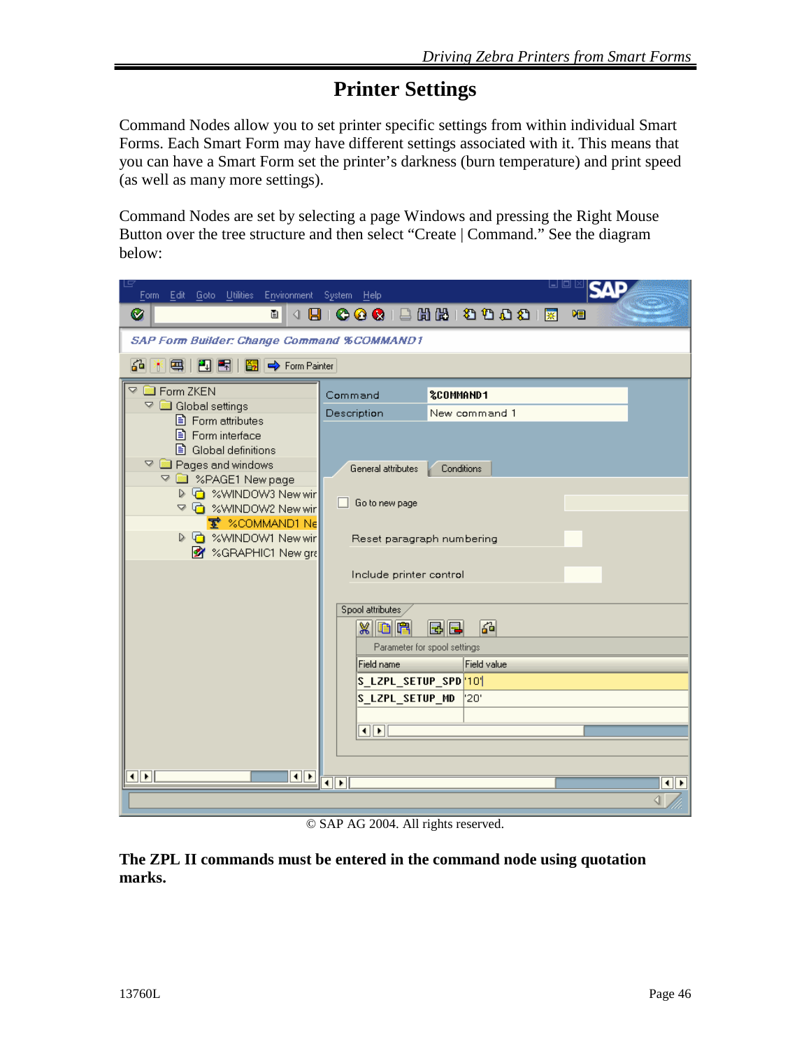# Printer Settings

Command Nodes allow you to set printer specific settings from within individual Smart Forms. Each Smart Form may have different settings associated with it. This means that you can have a Smart Form set the printer's darkness (burn temperature) and print speed (as well as many more settings).

Command Nodes are set by selecting a page Windows and pressing the Right Mouse Button over the tree structure and then select "Create | Command." See the diagram below:

© SAP AG 2004. All rights reserved.

**The ZPL II commands must be entered in the command node using quotation marks.**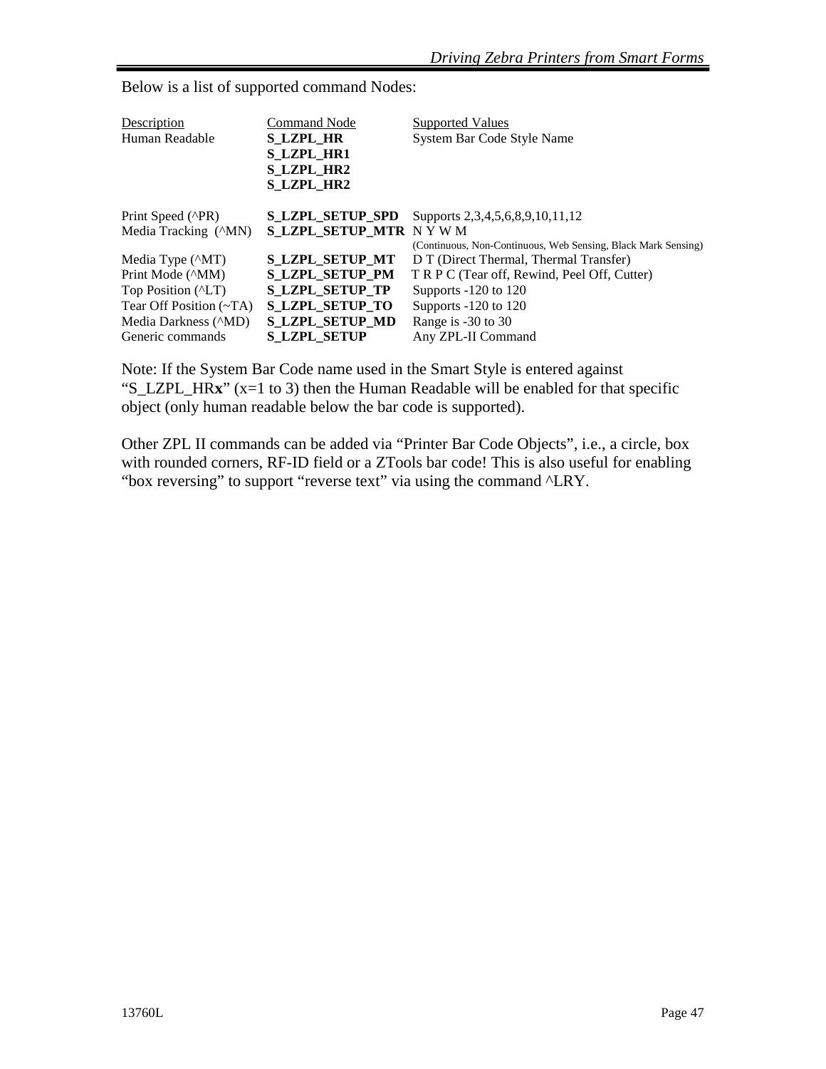Below is a list of supported command Nodes:

| Description | Command Node | Supported Values |
|---|---|---|
| Human Readable | **S_LZPL_HR** | System Bar Code Style Name |
| | **S_LZPL_HR1** | |
| | **S_LZPL_HR2** | |
| | **S_LZPL_HR2** | |
| Print Speed (^PR) | **S_LZPL_SETUP_SPD** | Supports 2,3,4,5,6,8,9,10,11,12 |
| Media Tracking (^MN) | **S_LZPL_SETUP_MTR** | N Y W M (Continuous, Non-Continuous, Web Sensing, Black Mark Sensing) |
| Media Type (^MT) | **S_LZPL_SETUP_MT** | D T (Direct Thermal, Thermal Transfer) |
| Print Mode (^MM) | **S_LZPL_SETUP_PM** | T R P C (Tear off, Rewind, Peel Off, Cutter) |
| Top Position (^LT) | **S_LZPL_SETUP_TP** | Supports -120 to 120 |
| Tear Off Position (~TA) | **S_LZPL_SETUP_TO** | Supports -120 to 120 |
| Media Darkness (^MD) | **S_LZPL_SETUP_MD** | Range is -30 to 30 |
| Generic commands | **S_LZPL_SETUP** | Any ZPL-II Command |

Note: If the System Bar Code name used in the Smart Style is entered against "S_LZPL_HR**x**" (x=1 to 3) then the Human Readable will be enabled for that specific object (only human readable below the bar code is supported).

Other ZPL II commands can be added via "Printer Bar Code Objects", i.e., a circle, box with rounded corners, RF-ID field or a ZTools bar code! This is also useful for enabling "box reversing" to support "reverse text" via using the command ^LRY.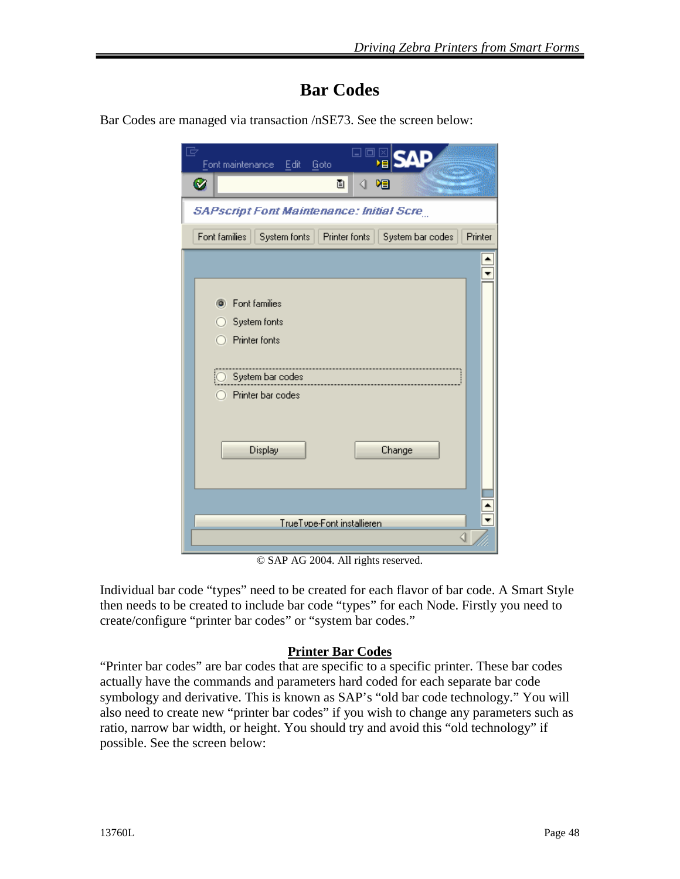# Bar Codes

Bar Codes are managed via transaction /nSE73. See the screen below:

© SAP AG 2004. All rights reserved.

Individual bar code "types" need to be created for each flavor of bar code. A Smart Style then needs to be created to include bar code "types" for each Node. Firstly you need to create/configure "printer bar codes" or "system bar codes."

**Printer Bar Codes**

"Printer bar codes" are bar codes that are specific to a specific printer. These bar codes actually have the commands and parameters hard coded for each separate bar code symbology and derivative. This is known as SAP's "old bar code technology." You will also need to create new "printer bar codes" if you wish to change any parameters such as ratio, narrow bar width, or height. You should try and avoid this "old technology" if possible. See the screen below: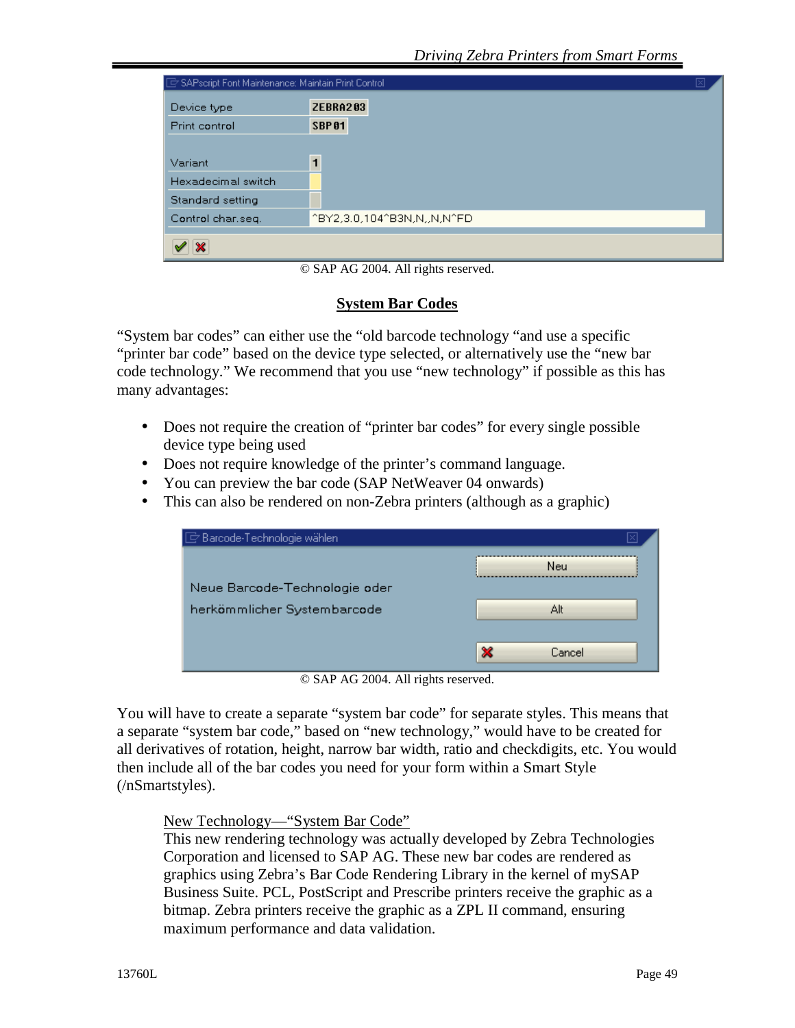SAPscript Font Maintenance: Maintain Print Control

| | |
|---|---|
| Device type | ZEBRA203 |
| Print control | SBP01 |
| Variant | 1 |
| Hexadecimal switch | |
| Standard setting | |
| Control char.seq. | ^BY2,3.0,104^B3N,N,,N,N^FD |

© SAP AG 2004. All rights reserved.

## System Bar Codes

"System bar codes" can either use the "old barcode technology "and use a specific "printer bar code" based on the device type selected, or alternatively use the "new bar code technology." We recommend that you use "new technology" if possible as this has many advantages:

- Does not require the creation of "printer bar codes" for every single possible device type being used
- Does not require knowledge of the printer's command language.
- You can preview the bar code (SAP NetWeaver 04 onwards)
- This can also be rendered on non-Zebra printers (although as a graphic)

Barcode-Technologie wählen

Neue Barcode-Technologie oder herkömmlicher Systembarcode

Neu

Alt

Cancel

© SAP AG 2004. All rights reserved.

You will have to create a separate "system bar code" for separate styles. This means that a separate "system bar code," based on "new technology," would have to be created for all derivatives of rotation, height, narrow bar width, ratio and checkdigits, etc. You would then include all of the bar codes you need for your form within a Smart Style (/nSmartstyles).

New Technology—"System Bar Code"

This new rendering technology was actually developed by Zebra Technologies Corporation and licensed to SAP AG. These new bar codes are rendered as graphics using Zebra's Bar Code Rendering Library in the kernel of mySAP Business Suite. PCL, PostScript and Prescribe printers receive the graphic as a bitmap. Zebra printers receive the graphic as a ZPL II command, ensuring maximum performance and data validation.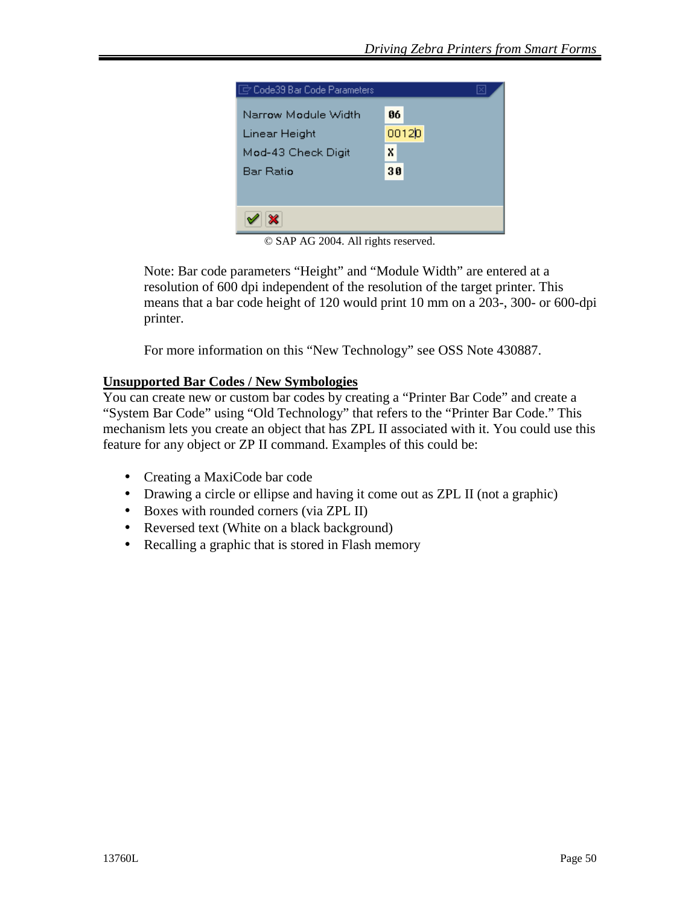| Code39 Bar Code Parameters | |
| --- | --- |
| Narrow Module Width | 06 |
| Linear Height | 00120 |
| Mod-43 Check Digit | X |
| Bar Ratio | 30 |

© SAP AG 2004. All rights reserved.

Note: Bar code parameters "Height" and "Module Width" are entered at a resolution of 600 dpi independent of the resolution of the target printer. This means that a bar code height of 120 would print 10 mm on a 203-, 300- or 600-dpi printer.

For more information on this "New Technology" see OSS Note 430887.

**Unsupported Bar Codes / New Symbologies**

You can create new or custom bar codes by creating a "Printer Bar Code" and create a "System Bar Code" using "Old Technology" that refers to the "Printer Bar Code." This mechanism lets you create an object that has ZPL II associated with it. You could use this feature for any object or ZP II command. Examples of this could be:

- Creating a MaxiCode bar code
- Drawing a circle or ellipse and having it come out as ZPL II (not a graphic)
- Boxes with rounded corners (via ZPL II)
- Reversed text (White on a black background)
- Recalling a graphic that is stored in Flash memory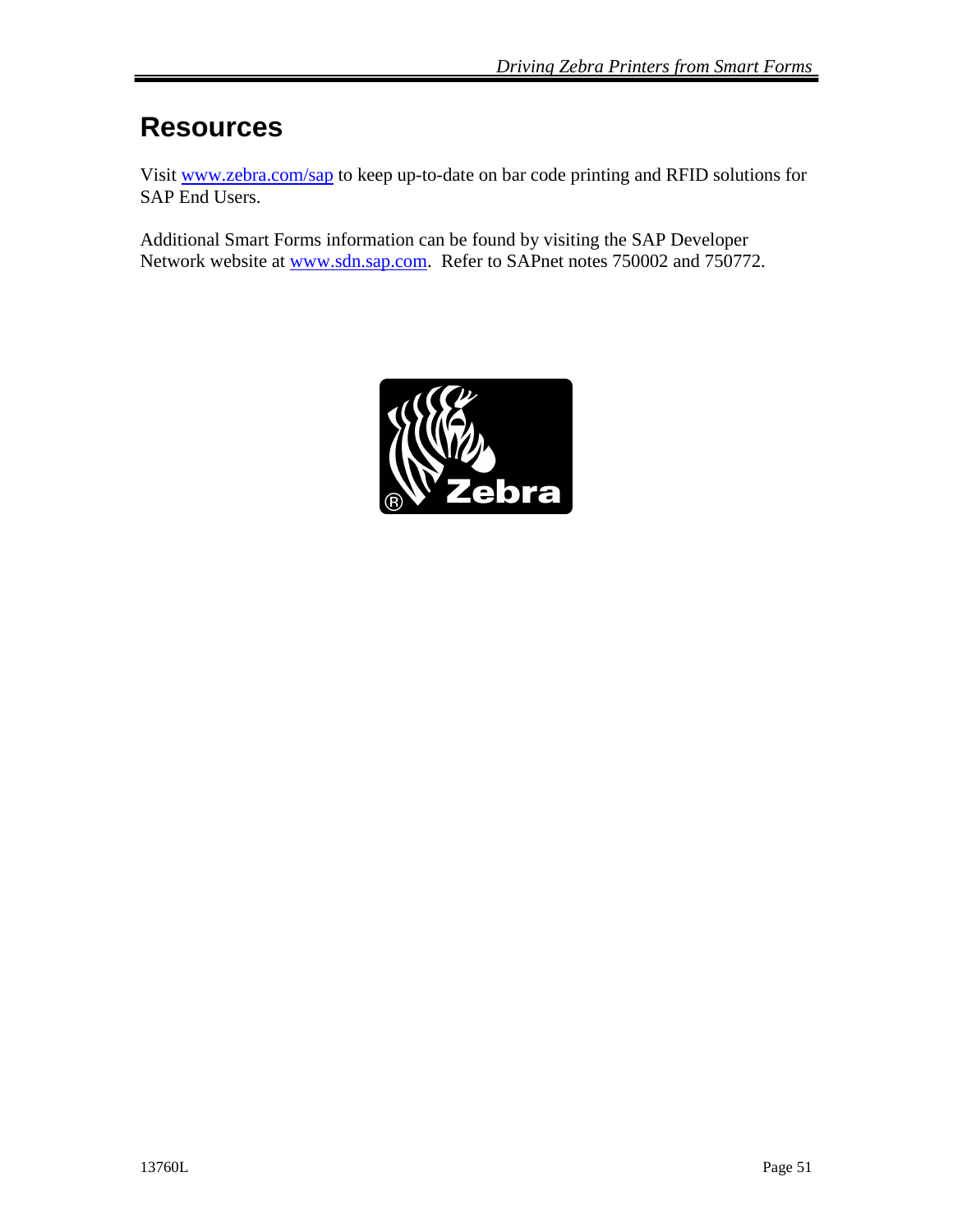# Resources

Visit [www.zebra.com/sap](http://www.zebra.com/sap) to keep up-to-date on bar code printing and RFID solutions for SAP End Users.

Additional Smart Forms information can be found by visiting the SAP Developer Network website at [www.sdn.sap.com](http://www.sdn.sap.com). Refer to SAPnet notes 750002 and 750772.